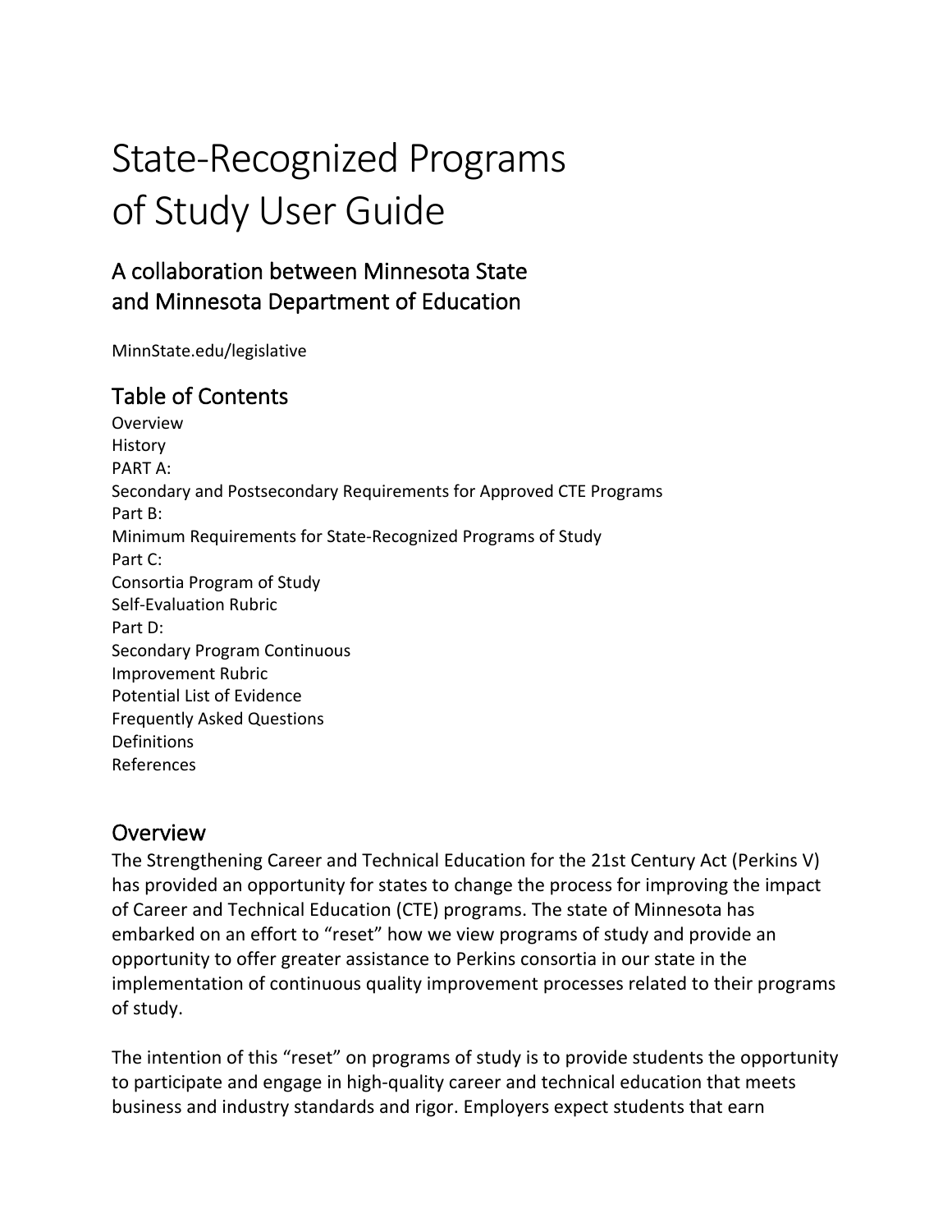# State-Recognized Programs of Study User Guide

## A collaboration between Minnesota State and Minnesota Department of Education

MinnState.edu/legislative

## Table of Contents

Overview
History
PART A:
Secondary and Postsecondary Requirements for Approved CTE Programs
Part B:
Minimum Requirements for State-Recognized Programs of Study
Part C:
Consortia Program of Study
Self-Evaluation Rubric
Part D:
Secondary Program Continuous
Improvement Rubric
Potential List of Evidence
Frequently Asked Questions
Definitions
References

## Overview

The Strengthening Career and Technical Education for the 21st Century Act (Perkins V) has provided an opportunity for states to change the process for improving the impact of Career and Technical Education (CTE) programs. The state of Minnesota has embarked on an effort to "reset" how we view programs of study and provide an opportunity to offer greater assistance to Perkins consortia in our state in the implementation of continuous quality improvement processes related to their programs of study.

The intention of this "reset" on programs of study is to provide students the opportunity to participate and engage in high-quality career and technical education that meets business and industry standards and rigor. Employers expect students that earn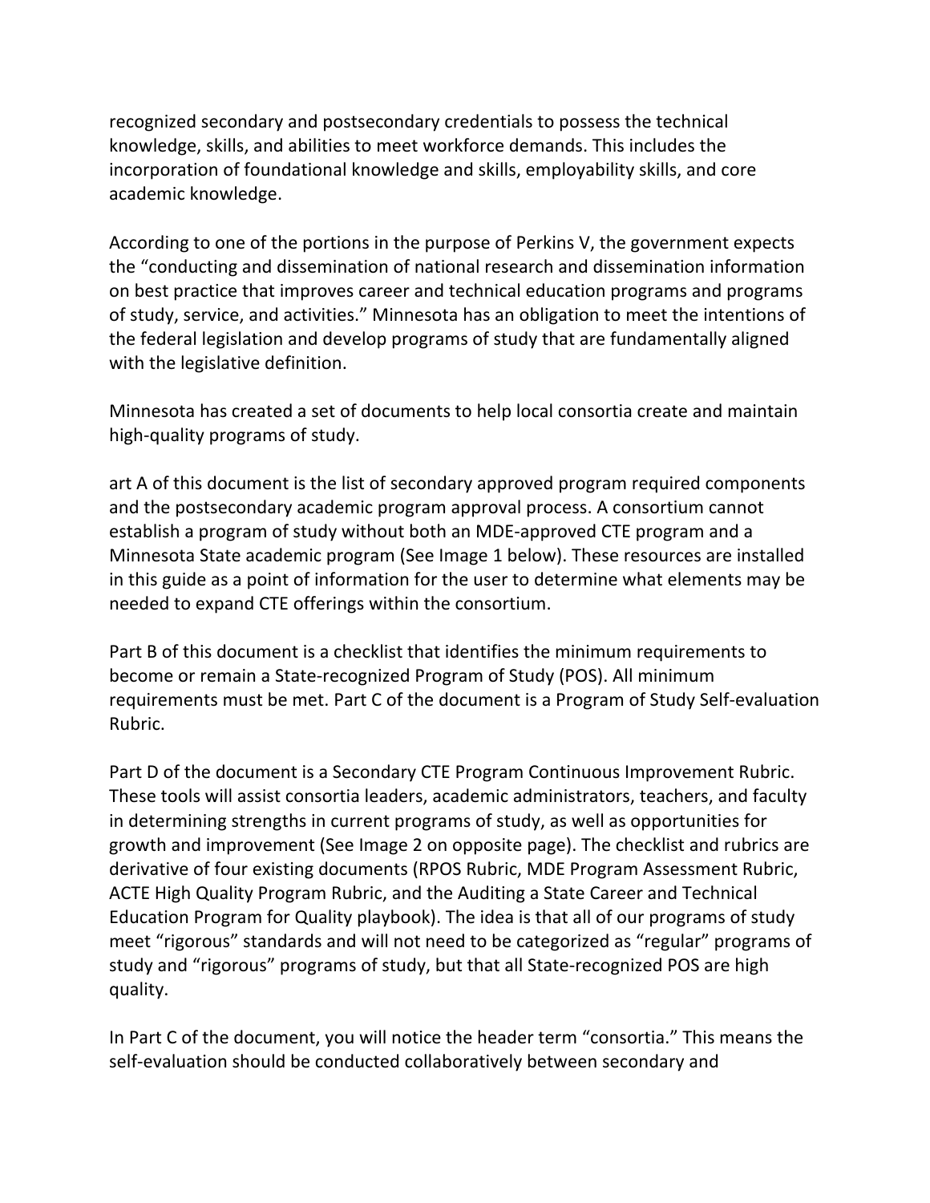recognized secondary and postsecondary credentials to possess the technical knowledge, skills, and abilities to meet workforce demands. This includes the incorporation of foundational knowledge and skills, employability skills, and core academic knowledge.

According to one of the portions in the purpose of Perkins V, the government expects the "conducting and dissemination of national research and dissemination information on best practice that improves career and technical education programs and programs of study, service, and activities." Minnesota has an obligation to meet the intentions of the federal legislation and develop programs of study that are fundamentally aligned with the legislative definition.

Minnesota has created a set of documents to help local consortia create and maintain high-quality programs of study.

art A of this document is the list of secondary approved program required components and the postsecondary academic program approval process. A consortium cannot establish a program of study without both an MDE-approved CTE program and a Minnesota State academic program (See Image 1 below). These resources are installed in this guide as a point of information for the user to determine what elements may be needed to expand CTE offerings within the consortium.

Part B of this document is a checklist that identifies the minimum requirements to become or remain a State-recognized Program of Study (POS). All minimum requirements must be met. Part C of the document is a Program of Study Self-evaluation Rubric.

Part D of the document is a Secondary CTE Program Continuous Improvement Rubric. These tools will assist consortia leaders, academic administrators, teachers, and faculty in determining strengths in current programs of study, as well as opportunities for growth and improvement (See Image 2 on opposite page). The checklist and rubrics are derivative of four existing documents (RPOS Rubric, MDE Program Assessment Rubric, ACTE High Quality Program Rubric, and the Auditing a State Career and Technical Education Program for Quality playbook). The idea is that all of our programs of study meet "rigorous" standards and will not need to be categorized as "regular" programs of study and "rigorous" programs of study, but that all State-recognized POS are high quality.

In Part C of the document, you will notice the header term "consortia." This means the self-evaluation should be conducted collaboratively between secondary and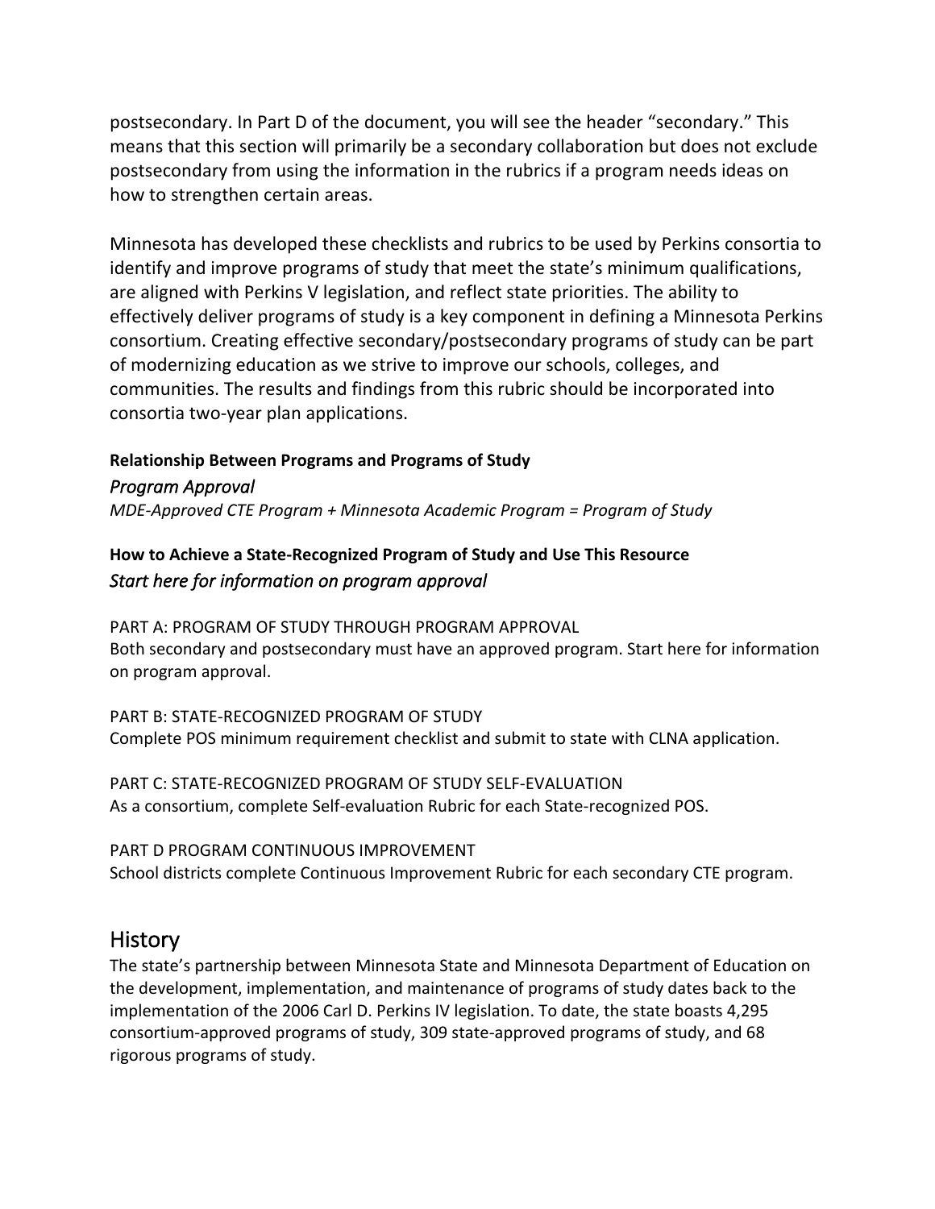postsecondary. In Part D of the document, you will see the header "secondary." This means that this section will primarily be a secondary collaboration but does not exclude postsecondary from using the information in the rubrics if a program needs ideas on how to strengthen certain areas.

Minnesota has developed these checklists and rubrics to be used by Perkins consortia to identify and improve programs of study that meet the state's minimum qualifications, are aligned with Perkins V legislation, and reflect state priorities. The ability to effectively deliver programs of study is a key component in defining a Minnesota Perkins consortium. Creating effective secondary/postsecondary programs of study can be part of modernizing education as we strive to improve our schools, colleges, and communities. The results and findings from this rubric should be incorporated into consortia two-year plan applications.

**Relationship Between Programs and Programs of Study**

*Program Approval*

*MDE-Approved CTE Program + Minnesota Academic Program = Program of Study*

**How to Achieve a State-Recognized Program of Study and Use This Resource**

*Start here for information on program approval*

PART A: PROGRAM OF STUDY THROUGH PROGRAM APPROVAL
Both secondary and postsecondary must have an approved program. Start here for information on program approval.

PART B: STATE-RECOGNIZED PROGRAM OF STUDY
Complete POS minimum requirement checklist and submit to state with CLNA application.

PART C: STATE-RECOGNIZED PROGRAM OF STUDY SELF-EVALUATION
As a consortium, complete Self-evaluation Rubric for each State-recognized POS.

PART D PROGRAM CONTINUOUS IMPROVEMENT
School districts complete Continuous Improvement Rubric for each secondary CTE program.

## History

The state's partnership between Minnesota State and Minnesota Department of Education on the development, implementation, and maintenance of programs of study dates back to the implementation of the 2006 Carl D. Perkins IV legislation. To date, the state boasts 4,295 consortium-approved programs of study, 309 state-approved programs of study, and 68 rigorous programs of study.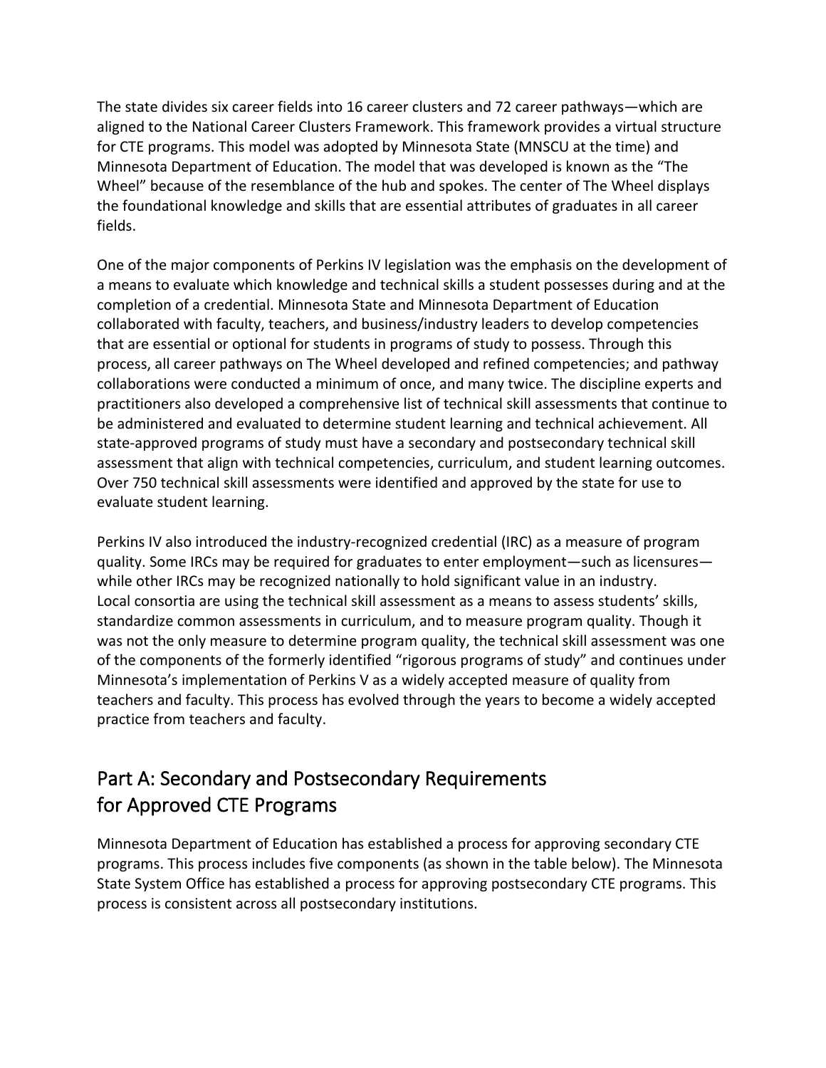The state divides six career fields into 16 career clusters and 72 career pathways—which are aligned to the National Career Clusters Framework. This framework provides a virtual structure for CTE programs. This model was adopted by Minnesota State (MNSCU at the time) and Minnesota Department of Education. The model that was developed is known as the "The Wheel" because of the resemblance of the hub and spokes. The center of The Wheel displays the foundational knowledge and skills that are essential attributes of graduates in all career fields.

One of the major components of Perkins IV legislation was the emphasis on the development of a means to evaluate which knowledge and technical skills a student possesses during and at the completion of a credential. Minnesota State and Minnesota Department of Education collaborated with faculty, teachers, and business/industry leaders to develop competencies that are essential or optional for students in programs of study to possess. Through this process, all career pathways on The Wheel developed and refined competencies; and pathway collaborations were conducted a minimum of once, and many twice. The discipline experts and practitioners also developed a comprehensive list of technical skill assessments that continue to be administered and evaluated to determine student learning and technical achievement. All state-approved programs of study must have a secondary and postsecondary technical skill assessment that align with technical competencies, curriculum, and student learning outcomes. Over 750 technical skill assessments were identified and approved by the state for use to evaluate student learning.

Perkins IV also introduced the industry-recognized credential (IRC) as a measure of program quality. Some IRCs may be required for graduates to enter employment—such as licensures—while other IRCs may be recognized nationally to hold significant value in an industry. Local consortia are using the technical skill assessment as a means to assess students' skills, standardize common assessments in curriculum, and to measure program quality. Though it was not the only measure to determine program quality, the technical skill assessment was one of the components of the formerly identified "rigorous programs of study" and continues under Minnesota's implementation of Perkins V as a widely accepted measure of quality from teachers and faculty. This process has evolved through the years to become a widely accepted practice from teachers and faculty.

## Part A: Secondary and Postsecondary Requirements for Approved CTE Programs

Minnesota Department of Education has established a process for approving secondary CTE programs. This process includes five components (as shown in the table below). The Minnesota State System Office has established a process for approving postsecondary CTE programs. This process is consistent across all postsecondary institutions.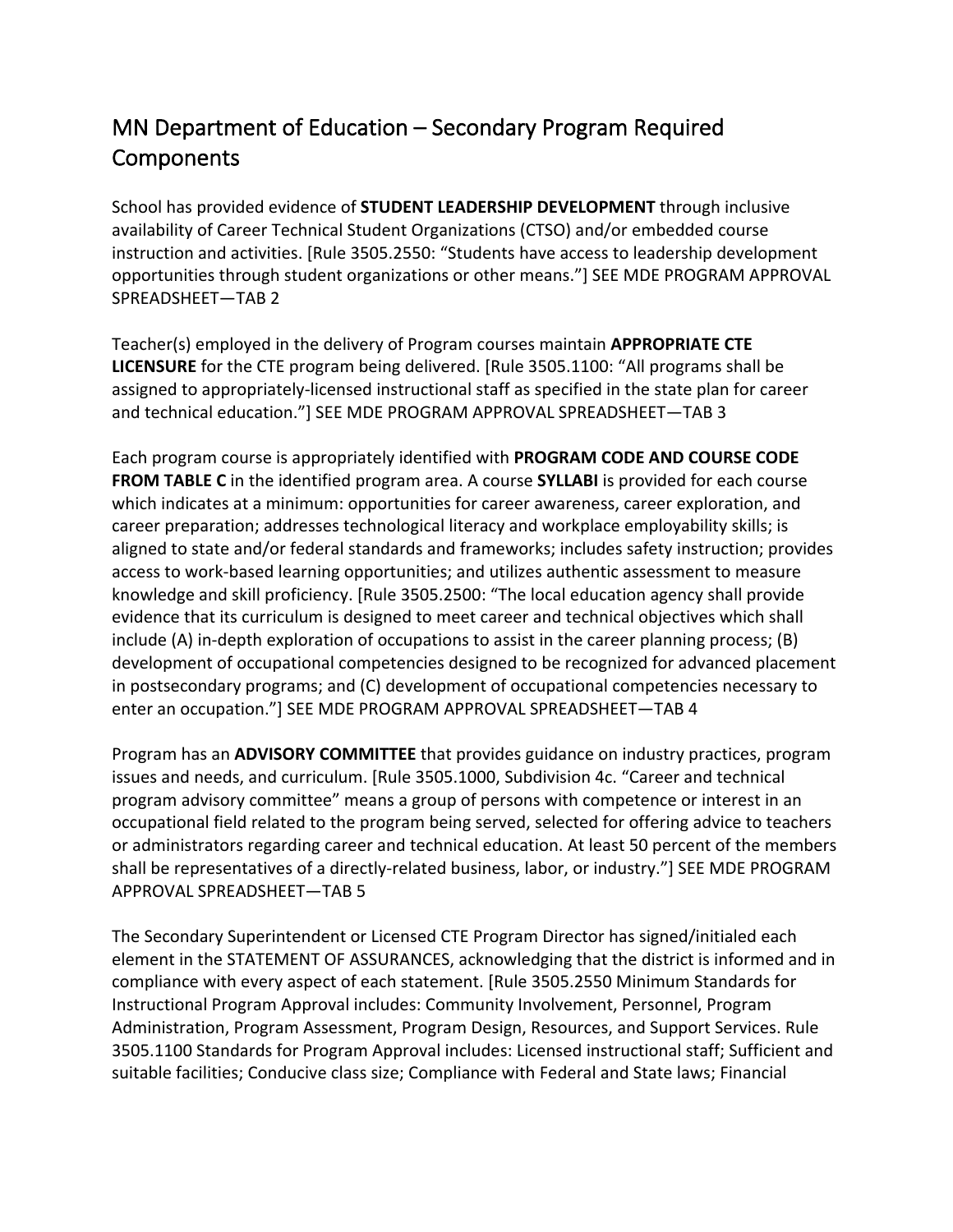# MN Department of Education – Secondary Program Required Components

School has provided evidence of **STUDENT LEADERSHIP DEVELOPMENT** through inclusive availability of Career Technical Student Organizations (CTSO) and/or embedded course instruction and activities. [Rule 3505.2550: "Students have access to leadership development opportunities through student organizations or other means."] SEE MDE PROGRAM APPROVAL SPREADSHEET—TAB 2

Teacher(s) employed in the delivery of Program courses maintain **APPROPRIATE CTE LICENSURE** for the CTE program being delivered. [Rule 3505.1100: "All programs shall be assigned to appropriately-licensed instructional staff as specified in the state plan for career and technical education."] SEE MDE PROGRAM APPROVAL SPREADSHEET—TAB 3

Each program course is appropriately identified with **PROGRAM CODE AND COURSE CODE FROM TABLE C** in the identified program area. A course **SYLLABI** is provided for each course which indicates at a minimum: opportunities for career awareness, career exploration, and career preparation; addresses technological literacy and workplace employability skills; is aligned to state and/or federal standards and frameworks; includes safety instruction; provides access to work-based learning opportunities; and utilizes authentic assessment to measure knowledge and skill proficiency. [Rule 3505.2500: "The local education agency shall provide evidence that its curriculum is designed to meet career and technical objectives which shall include (A) in-depth exploration of occupations to assist in the career planning process; (B) development of occupational competencies designed to be recognized for advanced placement in postsecondary programs; and (C) development of occupational competencies necessary to enter an occupation."] SEE MDE PROGRAM APPROVAL SPREADSHEET—TAB 4

Program has an **ADVISORY COMMITTEE** that provides guidance on industry practices, program issues and needs, and curriculum. [Rule 3505.1000, Subdivision 4c. "Career and technical program advisory committee" means a group of persons with competence or interest in an occupational field related to the program being served, selected for offering advice to teachers or administrators regarding career and technical education. At least 50 percent of the members shall be representatives of a directly-related business, labor, or industry."] SEE MDE PROGRAM APPROVAL SPREADSHEET—TAB 5

The Secondary Superintendent or Licensed CTE Program Director has signed/initialed each element in the STATEMENT OF ASSURANCES, acknowledging that the district is informed and in compliance with every aspect of each statement. [Rule 3505.2550 Minimum Standards for Instructional Program Approval includes: Community Involvement, Personnel, Program Administration, Program Assessment, Program Design, Resources, and Support Services. Rule 3505.1100 Standards for Program Approval includes: Licensed instructional staff; Sufficient and suitable facilities; Conducive class size; Compliance with Federal and State laws; Financial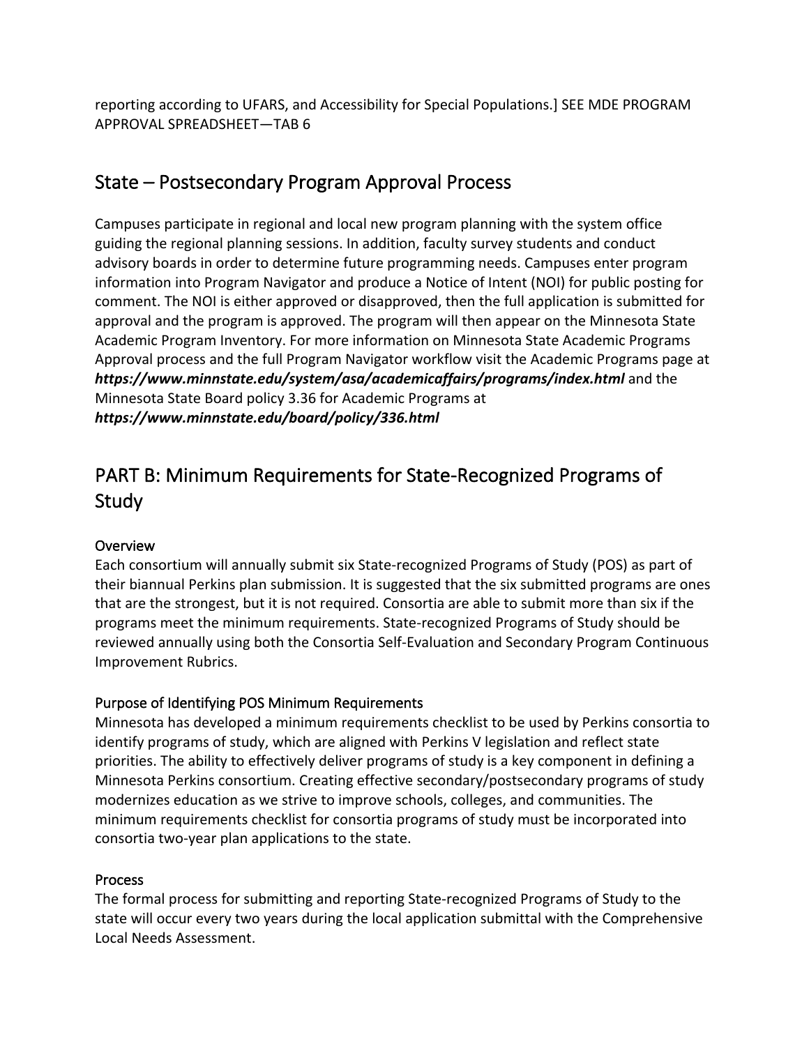reporting according to UFARS, and Accessibility for Special Populations.] SEE MDE PROGRAM APPROVAL SPREADSHEET—TAB 6

## State – Postsecondary Program Approval Process

Campuses participate in regional and local new program planning with the system office guiding the regional planning sessions. In addition, faculty survey students and conduct advisory boards in order to determine future programming needs. Campuses enter program information into Program Navigator and produce a Notice of Intent (NOI) for public posting for comment. The NOI is either approved or disapproved, then the full application is submitted for approval and the program is approved. The program will then appear on the Minnesota State Academic Program Inventory. For more information on Minnesota State Academic Programs Approval process and the full Program Navigator workflow visit the Academic Programs page at ***https://www.minnstate.edu/system/asa/academicaffairs/programs/index.html*** and the Minnesota State Board policy 3.36 for Academic Programs at ***https://www.minnstate.edu/board/policy/336.html***

## PART B: Minimum Requirements for State-Recognized Programs of Study

### Overview

Each consortium will annually submit six State-recognized Programs of Study (POS) as part of their biannual Perkins plan submission. It is suggested that the six submitted programs are ones that are the strongest, but it is not required. Consortia are able to submit more than six if the programs meet the minimum requirements. State-recognized Programs of Study should be reviewed annually using both the Consortia Self-Evaluation and Secondary Program Continuous Improvement Rubrics.

### Purpose of Identifying POS Minimum Requirements

Minnesota has developed a minimum requirements checklist to be used by Perkins consortia to identify programs of study, which are aligned with Perkins V legislation and reflect state priorities. The ability to effectively deliver programs of study is a key component in defining a Minnesota Perkins consortium. Creating effective secondary/postsecondary programs of study modernizes education as we strive to improve schools, colleges, and communities. The minimum requirements checklist for consortia programs of study must be incorporated into consortia two-year plan applications to the state.

### Process

The formal process for submitting and reporting State-recognized Programs of Study to the state will occur every two years during the local application submittal with the Comprehensive Local Needs Assessment.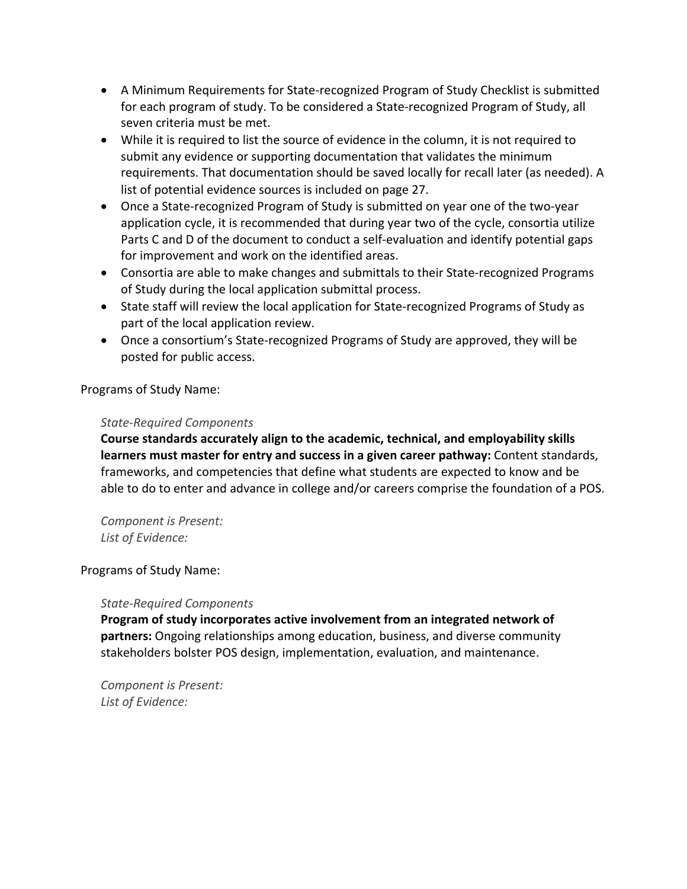- A Minimum Requirements for State-recognized Program of Study Checklist is submitted for each program of study. To be considered a State-recognized Program of Study, all seven criteria must be met.
- While it is required to list the source of evidence in the column, it is not required to submit any evidence or supporting documentation that validates the minimum requirements. That documentation should be saved locally for recall later (as needed). A list of potential evidence sources is included on page 27.
- Once a State-recognized Program of Study is submitted on year one of the two-year application cycle, it is recommended that during year two of the cycle, consortia utilize Parts C and D of the document to conduct a self-evaluation and identify potential gaps for improvement and work on the identified areas.
- Consortia are able to make changes and submittals to their State-recognized Programs of Study during the local application submittal process.
- State staff will review the local application for State-recognized Programs of Study as part of the local application review.
- Once a consortium's State-recognized Programs of Study are approved, they will be posted for public access.

Programs of Study Name:

*State-Required Components*

**Course standards accurately align to the academic, technical, and employability skills learners must master for entry and success in a given career pathway:** Content standards, frameworks, and competencies that define what students are expected to know and be able to do to enter and advance in college and/or careers comprise the foundation of a POS.

*Component is Present:*
*List of Evidence:*

Programs of Study Name:

*State-Required Components*

**Program of study incorporates active involvement from an integrated network of partners:** Ongoing relationships among education, business, and diverse community stakeholders bolster POS design, implementation, evaluation, and maintenance.

*Component is Present:*
*List of Evidence:*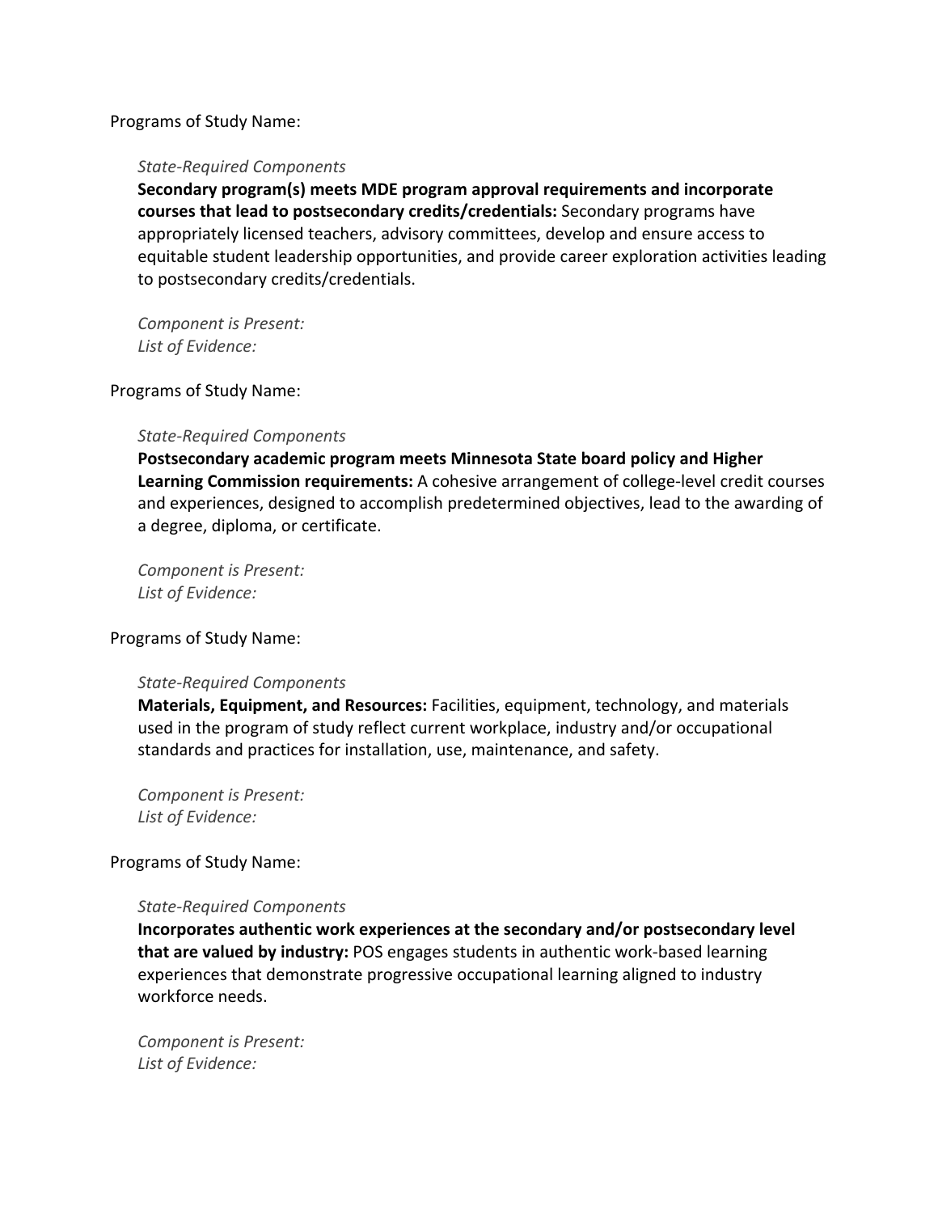Programs of Study Name:

*State-Required Components*

**Secondary program(s) meets MDE program approval requirements and incorporate courses that lead to postsecondary credits/credentials:** Secondary programs have appropriately licensed teachers, advisory committees, develop and ensure access to equitable student leadership opportunities, and provide career exploration activities leading to postsecondary credits/credentials.

*Component is Present:*
*List of Evidence:*

Programs of Study Name:

*State-Required Components*

**Postsecondary academic program meets Minnesota State board policy and Higher Learning Commission requirements:** A cohesive arrangement of college-level credit courses and experiences, designed to accomplish predetermined objectives, lead to the awarding of a degree, diploma, or certificate.

*Component is Present:*
*List of Evidence:*

Programs of Study Name:

*State-Required Components*

**Materials, Equipment, and Resources:** Facilities, equipment, technology, and materials used in the program of study reflect current workplace, industry and/or occupational standards and practices for installation, use, maintenance, and safety.

*Component is Present:*
*List of Evidence:*

Programs of Study Name:

*State-Required Components*

**Incorporates authentic work experiences at the secondary and/or postsecondary level that are valued by industry:** POS engages students in authentic work-based learning experiences that demonstrate progressive occupational learning aligned to industry workforce needs.

*Component is Present:*
*List of Evidence:*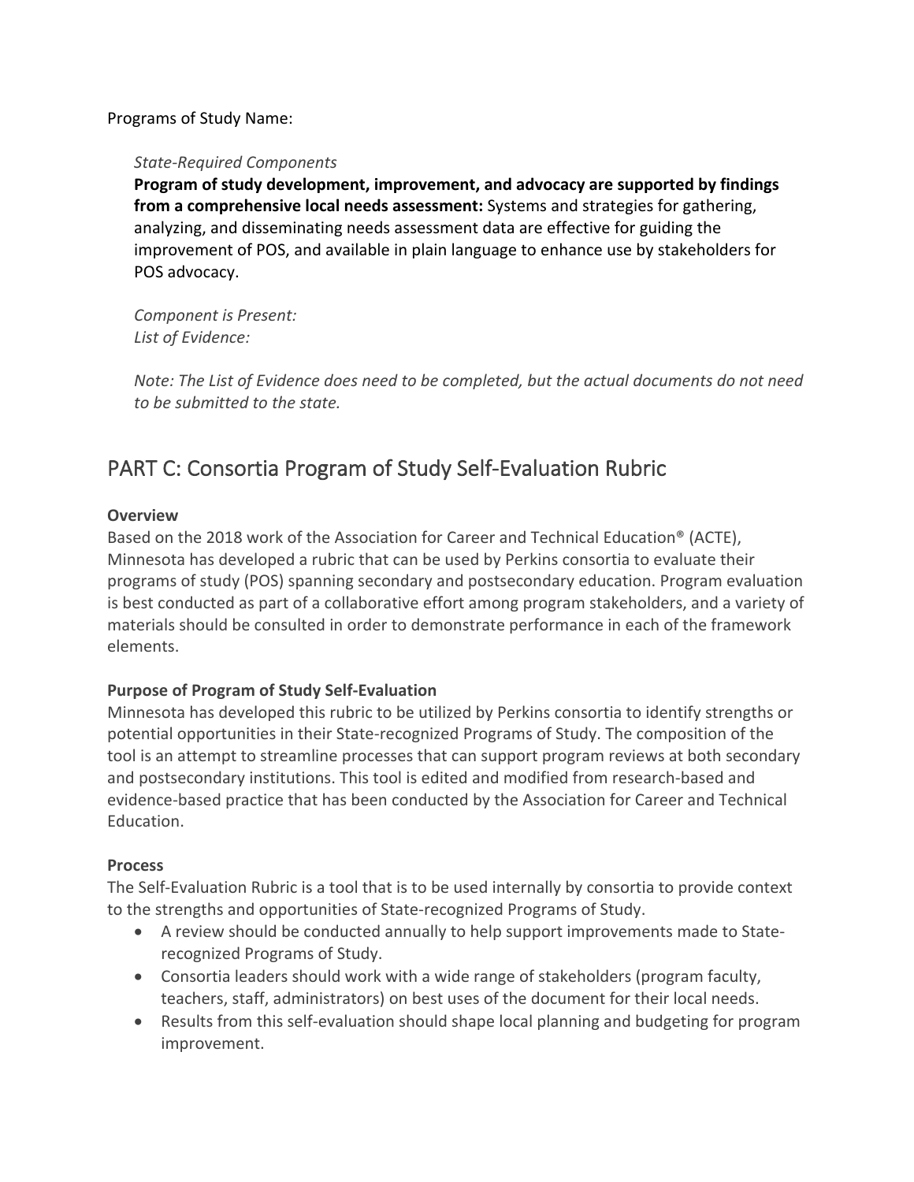Programs of Study Name:

*State-Required Components*

**Program of study development, improvement, and advocacy are supported by findings from a comprehensive local needs assessment:** Systems and strategies for gathering, analyzing, and disseminating needs assessment data are effective for guiding the improvement of POS, and available in plain language to enhance use by stakeholders for POS advocacy.

*Component is Present:*
*List of Evidence:*

*Note: The List of Evidence does need to be completed, but the actual documents do not need to be submitted to the state.*

## PART C: Consortia Program of Study Self-Evaluation Rubric

**Overview**

Based on the 2018 work of the Association for Career and Technical Education® (ACTE), Minnesota has developed a rubric that can be used by Perkins consortia to evaluate their programs of study (POS) spanning secondary and postsecondary education. Program evaluation is best conducted as part of a collaborative effort among program stakeholders, and a variety of materials should be consulted in order to demonstrate performance in each of the framework elements.

**Purpose of Program of Study Self-Evaluation**

Minnesota has developed this rubric to be utilized by Perkins consortia to identify strengths or potential opportunities in their State-recognized Programs of Study. The composition of the tool is an attempt to streamline processes that can support program reviews at both secondary and postsecondary institutions. This tool is edited and modified from research-based and evidence-based practice that has been conducted by the Association for Career and Technical Education.

**Process**

The Self-Evaluation Rubric is a tool that is to be used internally by consortia to provide context to the strengths and opportunities of State-recognized Programs of Study.

- A review should be conducted annually to help support improvements made to State-recognized Programs of Study.
- Consortia leaders should work with a wide range of stakeholders (program faculty, teachers, staff, administrators) on best uses of the document for their local needs.
- Results from this self-evaluation should shape local planning and budgeting for program improvement.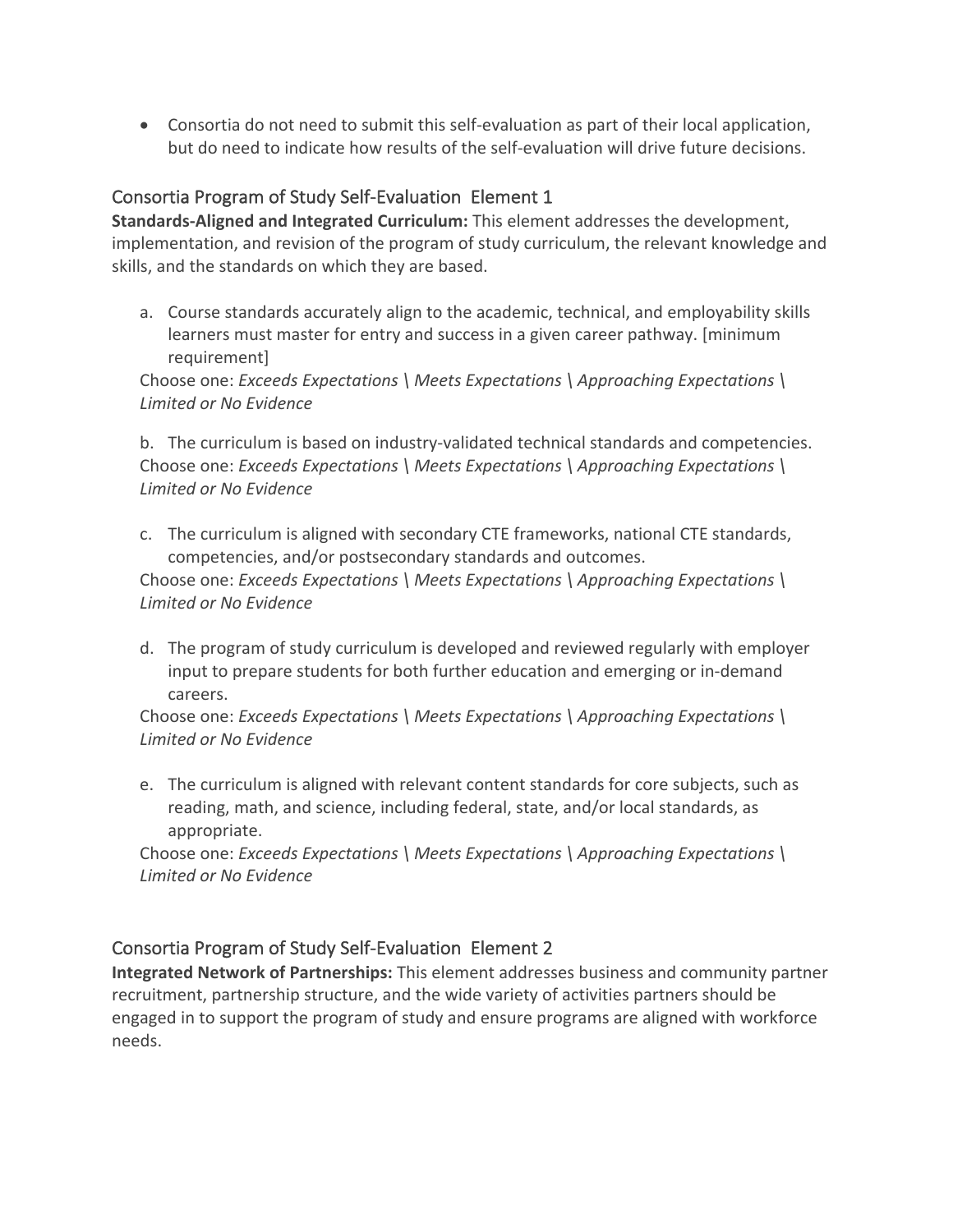- Consortia do not need to submit this self-evaluation as part of their local application, but do need to indicate how results of the self-evaluation will drive future decisions.

## Consortia Program of Study Self-Evaluation Element 1

**Standards-Aligned and Integrated Curriculum:** This element addresses the development, implementation, and revision of the program of study curriculum, the relevant knowledge and skills, and the standards on which they are based.

a. Course standards accurately align to the academic, technical, and employability skills learners must master for entry and success in a given career pathway. [minimum requirement]

Choose one: *Exceeds Expectations \ Meets Expectations \ Approaching Expectations \ Limited or No Evidence*

b. The curriculum is based on industry-validated technical standards and competencies.

Choose one: *Exceeds Expectations \ Meets Expectations \ Approaching Expectations \ Limited or No Evidence*

c. The curriculum is aligned with secondary CTE frameworks, national CTE standards, competencies, and/or postsecondary standards and outcomes.

Choose one: *Exceeds Expectations \ Meets Expectations \ Approaching Expectations \ Limited or No Evidence*

d. The program of study curriculum is developed and reviewed regularly with employer input to prepare students for both further education and emerging or in-demand careers.

Choose one: *Exceeds Expectations \ Meets Expectations \ Approaching Expectations \ Limited or No Evidence*

e. The curriculum is aligned with relevant content standards for core subjects, such as reading, math, and science, including federal, state, and/or local standards, as appropriate.

Choose one: *Exceeds Expectations \ Meets Expectations \ Approaching Expectations \ Limited or No Evidence*

## Consortia Program of Study Self-Evaluation Element 2

**Integrated Network of Partnerships:** This element addresses business and community partner recruitment, partnership structure, and the wide variety of activities partners should be engaged in to support the program of study and ensure programs are aligned with workforce needs.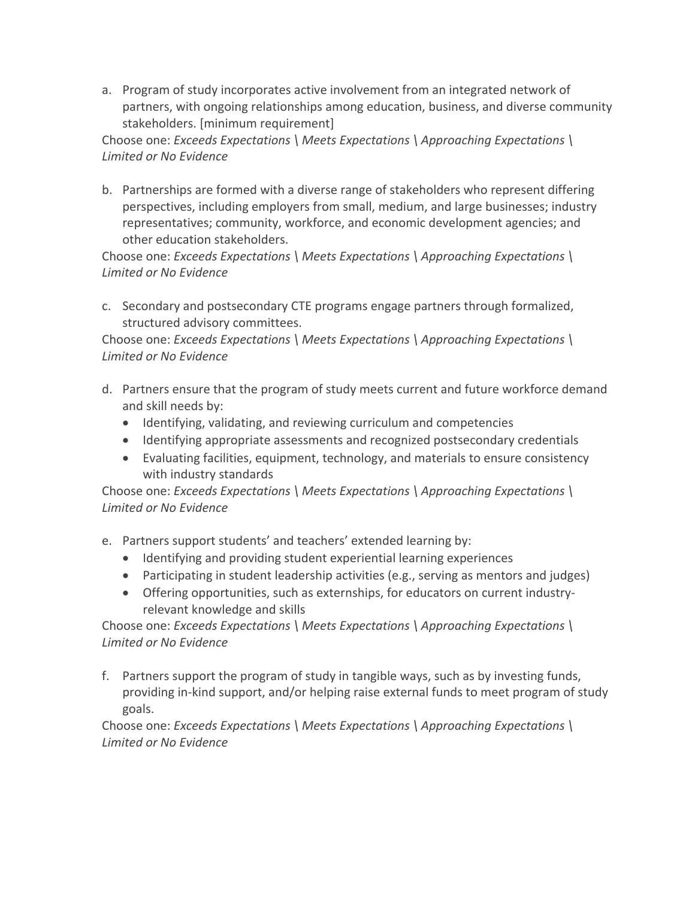a. Program of study incorporates active involvement from an integrated network of partners, with ongoing relationships among education, business, and diverse community stakeholders. [minimum requirement]

Choose one: *Exceeds Expectations \ Meets Expectations \ Approaching Expectations \ Limited or No Evidence*

b. Partnerships are formed with a diverse range of stakeholders who represent differing perspectives, including employers from small, medium, and large businesses; industry representatives; community, workforce, and economic development agencies; and other education stakeholders.

Choose one: *Exceeds Expectations \ Meets Expectations \ Approaching Expectations \ Limited or No Evidence*

c. Secondary and postsecondary CTE programs engage partners through formalized, structured advisory committees.

Choose one: *Exceeds Expectations \ Meets Expectations \ Approaching Expectations \ Limited or No Evidence*

d. Partners ensure that the program of study meets current and future workforce demand and skill needs by:
   - Identifying, validating, and reviewing curriculum and competencies
   - Identifying appropriate assessments and recognized postsecondary credentials
   - Evaluating facilities, equipment, technology, and materials to ensure consistency with industry standards

Choose one: *Exceeds Expectations \ Meets Expectations \ Approaching Expectations \ Limited or No Evidence*

e. Partners support students' and teachers' extended learning by:
   - Identifying and providing student experiential learning experiences
   - Participating in student leadership activities (e.g., serving as mentors and judges)
   - Offering opportunities, such as externships, for educators on current industry-relevant knowledge and skills

Choose one: *Exceeds Expectations \ Meets Expectations \ Approaching Expectations \ Limited or No Evidence*

f. Partners support the program of study in tangible ways, such as by investing funds, providing in-kind support, and/or helping raise external funds to meet program of study goals.

Choose one: *Exceeds Expectations \ Meets Expectations \ Approaching Expectations \ Limited or No Evidence*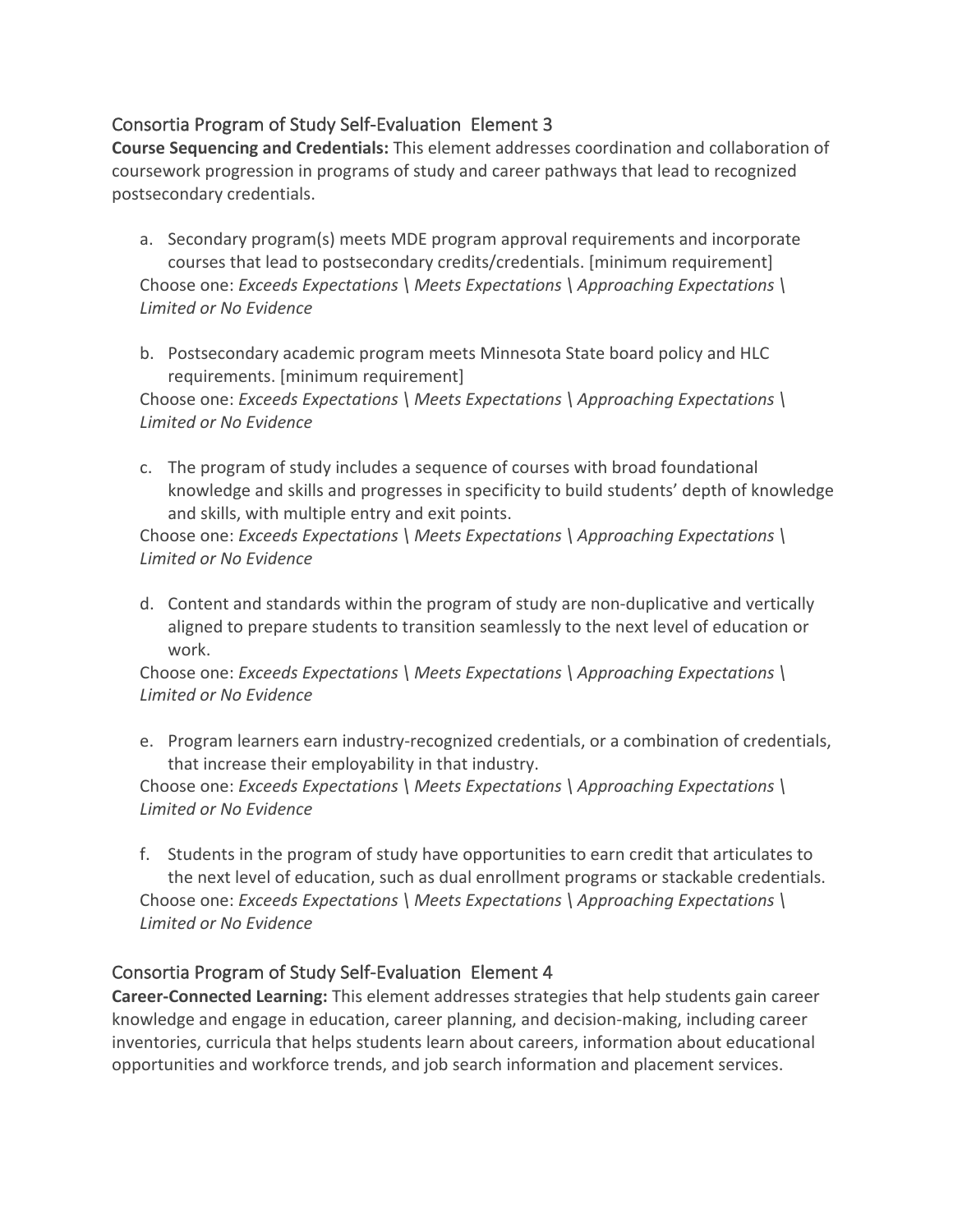## Consortia Program of Study Self-Evaluation Element 3

**Course Sequencing and Credentials:** This element addresses coordination and collaboration of coursework progression in programs of study and career pathways that lead to recognized postsecondary credentials.

a. Secondary program(s) meets MDE program approval requirements and incorporate courses that lead to postsecondary credits/credentials. [minimum requirement]
Choose one: *Exceeds Expectations \ Meets Expectations \ Approaching Expectations \ Limited or No Evidence*

b. Postsecondary academic program meets Minnesota State board policy and HLC requirements. [minimum requirement]
Choose one: *Exceeds Expectations \ Meets Expectations \ Approaching Expectations \ Limited or No Evidence*

c. The program of study includes a sequence of courses with broad foundational knowledge and skills and progresses in specificity to build students' depth of knowledge and skills, with multiple entry and exit points.
Choose one: *Exceeds Expectations \ Meets Expectations \ Approaching Expectations \ Limited or No Evidence*

d. Content and standards within the program of study are non-duplicative and vertically aligned to prepare students to transition seamlessly to the next level of education or work.
Choose one: *Exceeds Expectations \ Meets Expectations \ Approaching Expectations \ Limited or No Evidence*

e. Program learners earn industry-recognized credentials, or a combination of credentials, that increase their employability in that industry.
Choose one: *Exceeds Expectations \ Meets Expectations \ Approaching Expectations \ Limited or No Evidence*

f. Students in the program of study have opportunities to earn credit that articulates to the next level of education, such as dual enrollment programs or stackable credentials.
Choose one: *Exceeds Expectations \ Meets Expectations \ Approaching Expectations \ Limited or No Evidence*

## Consortia Program of Study Self-Evaluation Element 4

**Career-Connected Learning:** This element addresses strategies that help students gain career knowledge and engage in education, career planning, and decision-making, including career inventories, curricula that helps students learn about careers, information about educational opportunities and workforce trends, and job search information and placement services.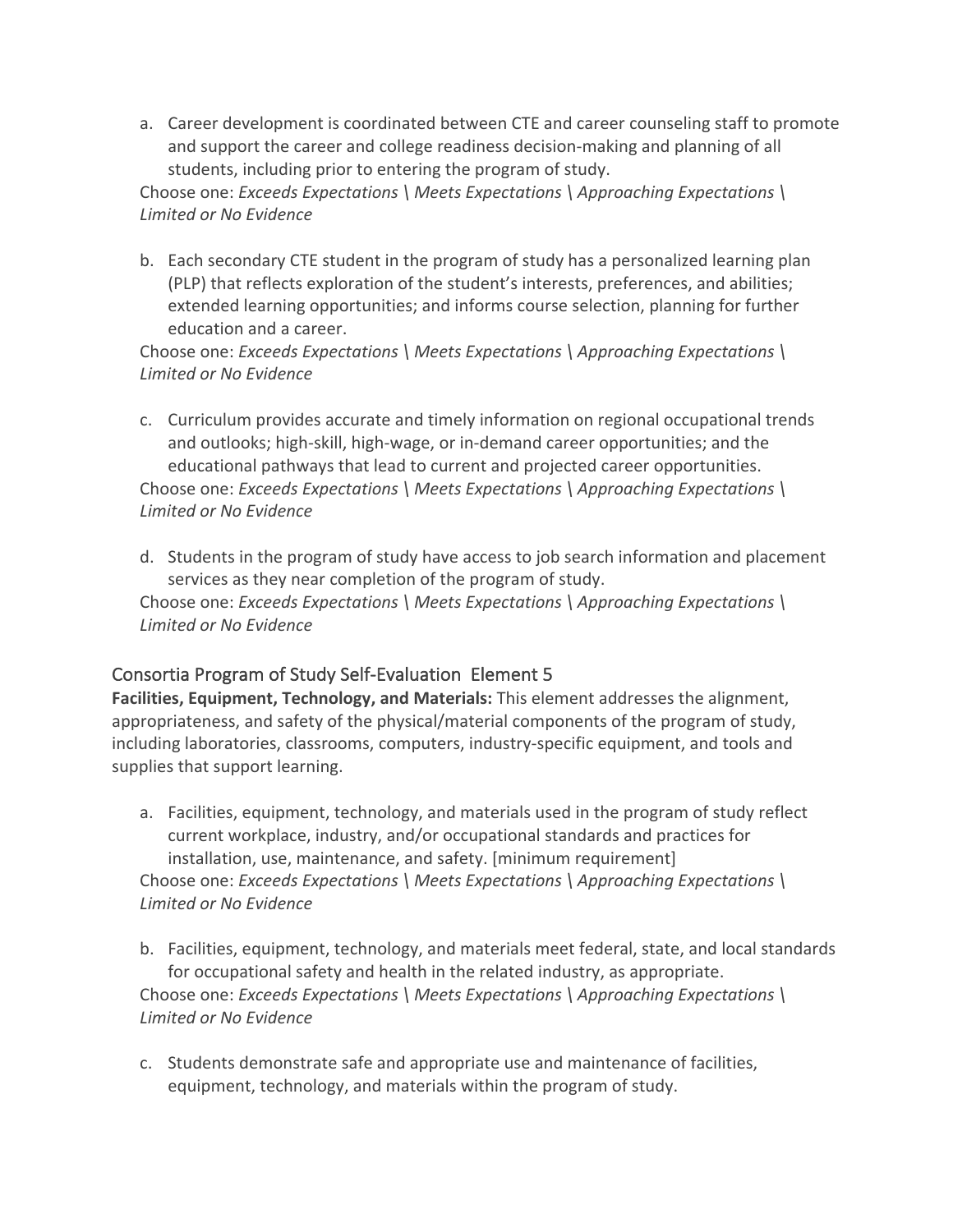a. Career development is coordinated between CTE and career counseling staff to promote and support the career and college readiness decision-making and planning of all students, including prior to entering the program of study.

Choose one: *Exceeds Expectations \ Meets Expectations \ Approaching Expectations \ Limited or No Evidence*

b. Each secondary CTE student in the program of study has a personalized learning plan (PLP) that reflects exploration of the student's interests, preferences, and abilities; extended learning opportunities; and informs course selection, planning for further education and a career.

Choose one: *Exceeds Expectations \ Meets Expectations \ Approaching Expectations \ Limited or No Evidence*

c. Curriculum provides accurate and timely information on regional occupational trends and outlooks; high-skill, high-wage, or in-demand career opportunities; and the educational pathways that lead to current and projected career opportunities.

Choose one: *Exceeds Expectations \ Meets Expectations \ Approaching Expectations \ Limited or No Evidence*

d. Students in the program of study have access to job search information and placement services as they near completion of the program of study.

Choose one: *Exceeds Expectations \ Meets Expectations \ Approaching Expectations \ Limited or No Evidence*

## Consortia Program of Study Self-Evaluation Element 5

**Facilities, Equipment, Technology, and Materials:** This element addresses the alignment, appropriateness, and safety of the physical/material components of the program of study, including laboratories, classrooms, computers, industry-specific equipment, and tools and supplies that support learning.

a. Facilities, equipment, technology, and materials used in the program of study reflect current workplace, industry, and/or occupational standards and practices for installation, use, maintenance, and safety. [minimum requirement]

Choose one: *Exceeds Expectations \ Meets Expectations \ Approaching Expectations \ Limited or No Evidence*

b. Facilities, equipment, technology, and materials meet federal, state, and local standards for occupational safety and health in the related industry, as appropriate.

Choose one: *Exceeds Expectations \ Meets Expectations \ Approaching Expectations \ Limited or No Evidence*

c. Students demonstrate safe and appropriate use and maintenance of facilities, equipment, technology, and materials within the program of study.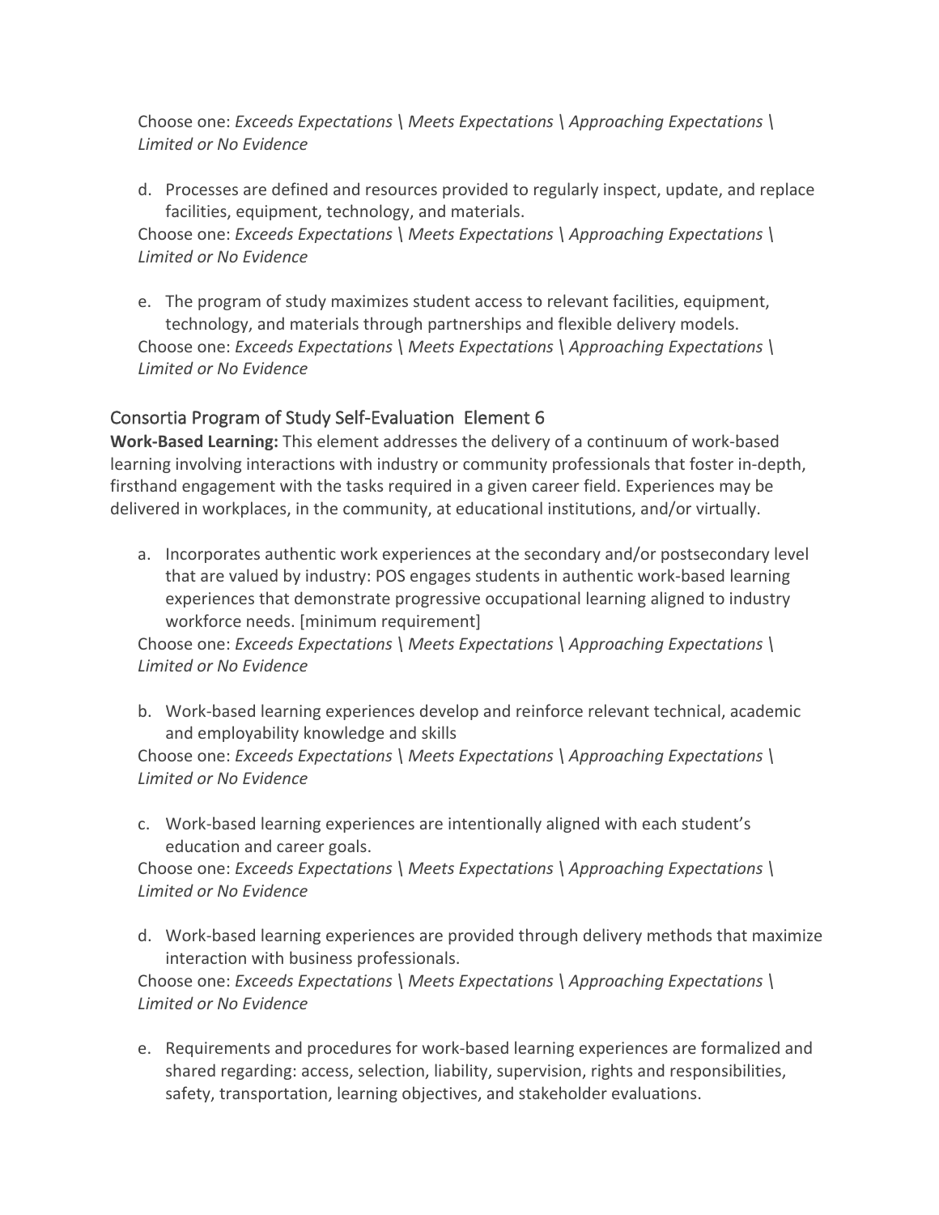Choose one: *Exceeds Expectations \ Meets Expectations \ Approaching Expectations \ Limited or No Evidence*

d. Processes are defined and resources provided to regularly inspect, update, and replace facilities, equipment, technology, and materials.
Choose one: *Exceeds Expectations \ Meets Expectations \ Approaching Expectations \ Limited or No Evidence*

e. The program of study maximizes student access to relevant facilities, equipment, technology, and materials through partnerships and flexible delivery models.
Choose one: *Exceeds Expectations \ Meets Expectations \ Approaching Expectations \ Limited or No Evidence*

## Consortia Program of Study Self-Evaluation Element 6

**Work-Based Learning:** This element addresses the delivery of a continuum of work-based learning involving interactions with industry or community professionals that foster in-depth, firsthand engagement with the tasks required in a given career field. Experiences may be delivered in workplaces, in the community, at educational institutions, and/or virtually.

a. Incorporates authentic work experiences at the secondary and/or postsecondary level that are valued by industry: POS engages students in authentic work-based learning experiences that demonstrate progressive occupational learning aligned to industry workforce needs. [minimum requirement]
Choose one: *Exceeds Expectations \ Meets Expectations \ Approaching Expectations \ Limited or No Evidence*

b. Work-based learning experiences develop and reinforce relevant technical, academic and employability knowledge and skills
Choose one: *Exceeds Expectations \ Meets Expectations \ Approaching Expectations \ Limited or No Evidence*

c. Work-based learning experiences are intentionally aligned with each student's education and career goals.
Choose one: *Exceeds Expectations \ Meets Expectations \ Approaching Expectations \ Limited or No Evidence*

d. Work-based learning experiences are provided through delivery methods that maximize interaction with business professionals.
Choose one: *Exceeds Expectations \ Meets Expectations \ Approaching Expectations \ Limited or No Evidence*

e. Requirements and procedures for work-based learning experiences are formalized and shared regarding: access, selection, liability, supervision, rights and responsibilities, safety, transportation, learning objectives, and stakeholder evaluations.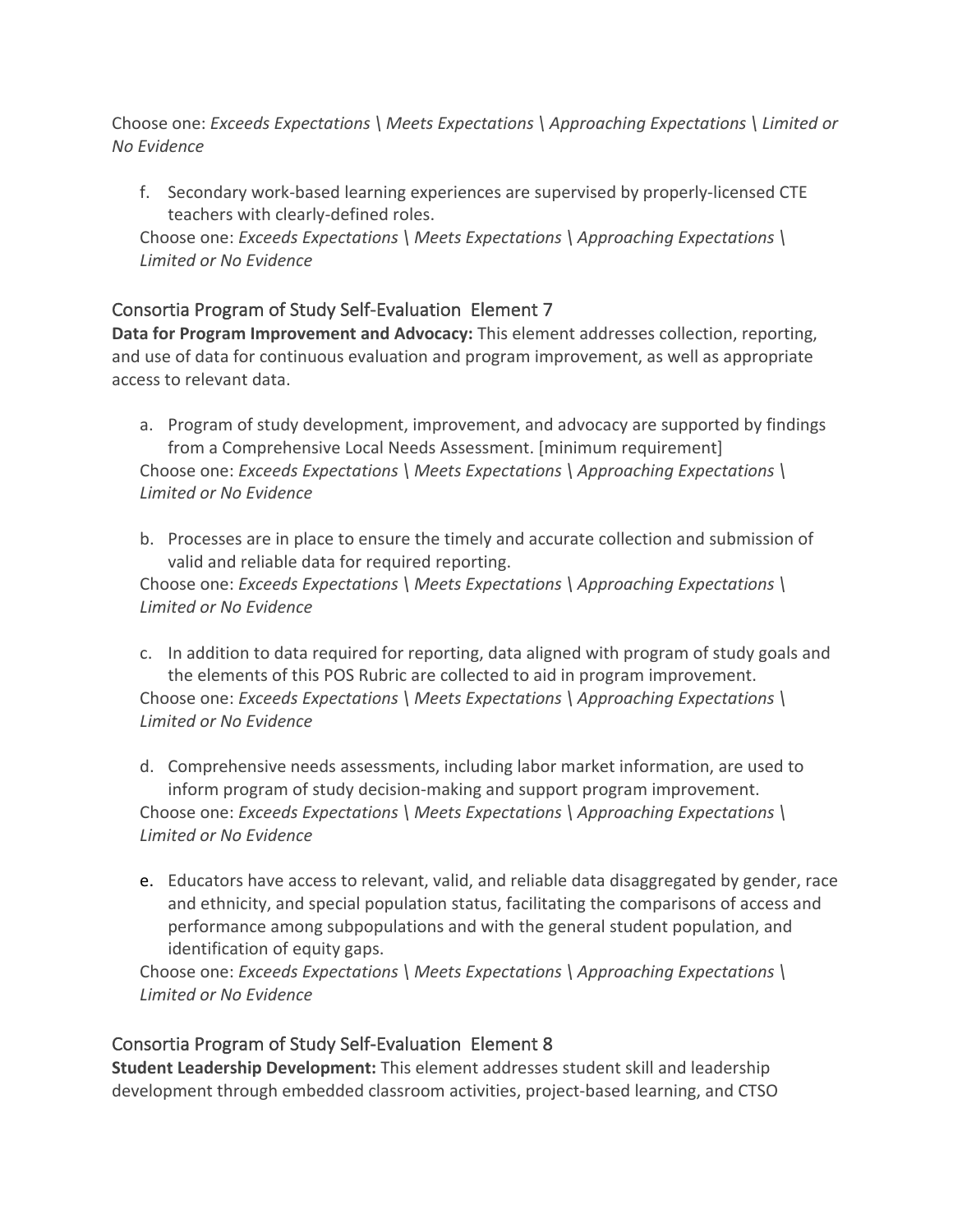Choose one: *Exceeds Expectations \ Meets Expectations \ Approaching Expectations \ Limited or No Evidence*

f. Secondary work-based learning experiences are supervised by properly-licensed CTE teachers with clearly-defined roles.
   Choose one: *Exceeds Expectations \ Meets Expectations \ Approaching Expectations \ Limited or No Evidence*

## Consortia Program of Study Self-Evaluation Element 7

**Data for Program Improvement and Advocacy:** This element addresses collection, reporting, and use of data for continuous evaluation and program improvement, as well as appropriate access to relevant data.

a. Program of study development, improvement, and advocacy are supported by findings from a Comprehensive Local Needs Assessment. [minimum requirement]
   Choose one: *Exceeds Expectations \ Meets Expectations \ Approaching Expectations \ Limited or No Evidence*

b. Processes are in place to ensure the timely and accurate collection and submission of valid and reliable data for required reporting.
   Choose one: *Exceeds Expectations \ Meets Expectations \ Approaching Expectations \ Limited or No Evidence*

c. In addition to data required for reporting, data aligned with program of study goals and the elements of this POS Rubric are collected to aid in program improvement.
   Choose one: *Exceeds Expectations \ Meets Expectations \ Approaching Expectations \ Limited or No Evidence*

d. Comprehensive needs assessments, including labor market information, are used to inform program of study decision-making and support program improvement.
   Choose one: *Exceeds Expectations \ Meets Expectations \ Approaching Expectations \ Limited or No Evidence*

e. Educators have access to relevant, valid, and reliable data disaggregated by gender, race and ethnicity, and special population status, facilitating the comparisons of access and performance among subpopulations and with the general student population, and identification of equity gaps.
   Choose one: *Exceeds Expectations \ Meets Expectations \ Approaching Expectations \ Limited or No Evidence*

## Consortia Program of Study Self-Evaluation Element 8

**Student Leadership Development:** This element addresses student skill and leadership development through embedded classroom activities, project-based learning, and CTSO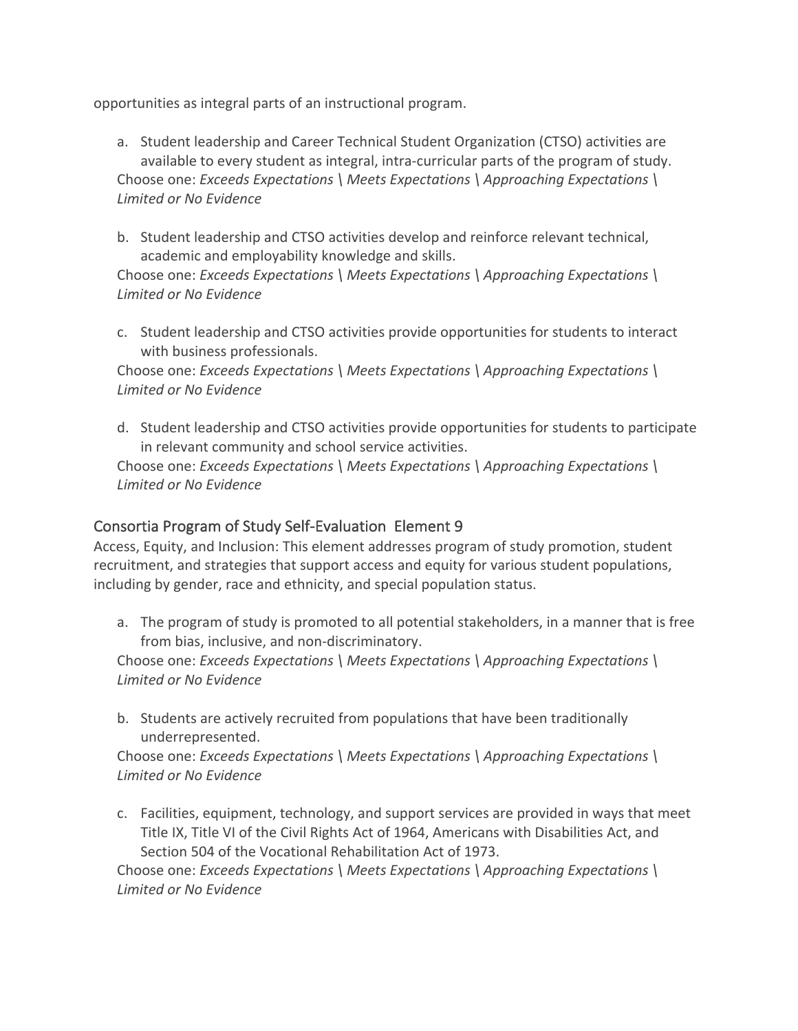opportunities as integral parts of an instructional program.

a. Student leadership and Career Technical Student Organization (CTSO) activities are available to every student as integral, intra-curricular parts of the program of study.
   Choose one: *Exceeds Expectations \ Meets Expectations \ Approaching Expectations \ Limited or No Evidence*

b. Student leadership and CTSO activities develop and reinforce relevant technical, academic and employability knowledge and skills.
   Choose one: *Exceeds Expectations \ Meets Expectations \ Approaching Expectations \ Limited or No Evidence*

c. Student leadership and CTSO activities provide opportunities for students to interact with business professionals.
   Choose one: *Exceeds Expectations \ Meets Expectations \ Approaching Expectations \ Limited or No Evidence*

d. Student leadership and CTSO activities provide opportunities for students to participate in relevant community and school service activities.
   Choose one: *Exceeds Expectations \ Meets Expectations \ Approaching Expectations \ Limited or No Evidence*

## Consortia Program of Study Self-Evaluation Element 9

Access, Equity, and Inclusion: This element addresses program of study promotion, student recruitment, and strategies that support access and equity for various student populations, including by gender, race and ethnicity, and special population status.

a. The program of study is promoted to all potential stakeholders, in a manner that is free from bias, inclusive, and non-discriminatory.
   Choose one: *Exceeds Expectations \ Meets Expectations \ Approaching Expectations \ Limited or No Evidence*

b. Students are actively recruited from populations that have been traditionally underrepresented.
   Choose one: *Exceeds Expectations \ Meets Expectations \ Approaching Expectations \ Limited or No Evidence*

c. Facilities, equipment, technology, and support services are provided in ways that meet Title IX, Title VI of the Civil Rights Act of 1964, Americans with Disabilities Act, and Section 504 of the Vocational Rehabilitation Act of 1973.
   Choose one: *Exceeds Expectations \ Meets Expectations \ Approaching Expectations \ Limited or No Evidence*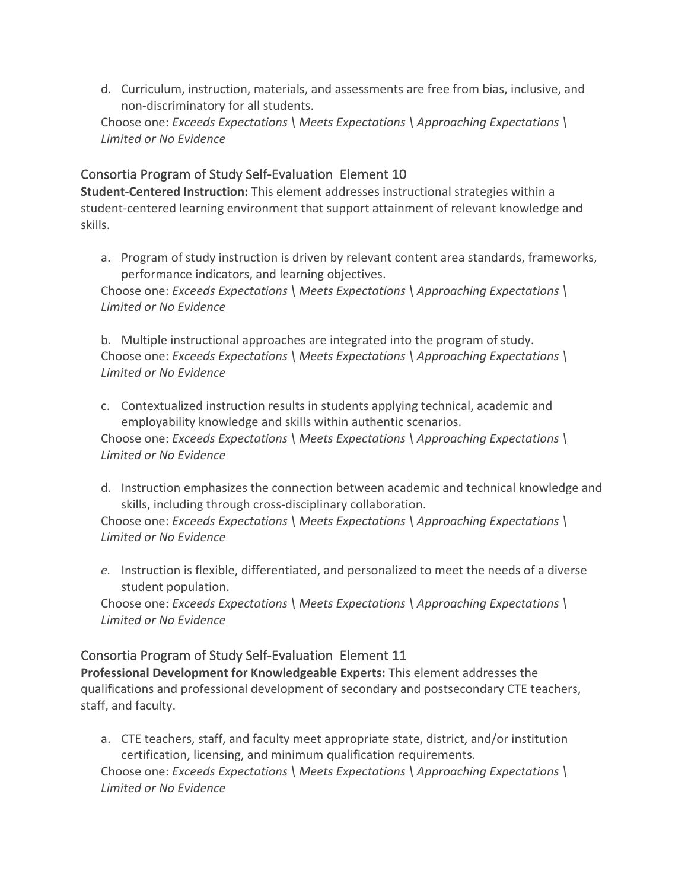d. Curriculum, instruction, materials, and assessments are free from bias, inclusive, and non-discriminatory for all students.

Choose one: *Exceeds Expectations \ Meets Expectations \ Approaching Expectations \ Limited or No Evidence*

## Consortia Program of Study Self-Evaluation Element 10

**Student-Centered Instruction:** This element addresses instructional strategies within a student-centered learning environment that support attainment of relevant knowledge and skills.

a. Program of study instruction is driven by relevant content area standards, frameworks, performance indicators, and learning objectives.

Choose one: *Exceeds Expectations \ Meets Expectations \ Approaching Expectations \ Limited or No Evidence*

b. Multiple instructional approaches are integrated into the program of study.

Choose one: *Exceeds Expectations \ Meets Expectations \ Approaching Expectations \ Limited or No Evidence*

c. Contextualized instruction results in students applying technical, academic and employability knowledge and skills within authentic scenarios.

Choose one: *Exceeds Expectations \ Meets Expectations \ Approaching Expectations \ Limited or No Evidence*

d. Instruction emphasizes the connection between academic and technical knowledge and skills, including through cross-disciplinary collaboration.

Choose one: *Exceeds Expectations \ Meets Expectations \ Approaching Expectations \ Limited or No Evidence*

*e.* Instruction is flexible, differentiated, and personalized to meet the needs of a diverse student population.

Choose one: *Exceeds Expectations \ Meets Expectations \ Approaching Expectations \ Limited or No Evidence*

## Consortia Program of Study Self-Evaluation Element 11

**Professional Development for Knowledgeable Experts:** This element addresses the qualifications and professional development of secondary and postsecondary CTE teachers, staff, and faculty.

a. CTE teachers, staff, and faculty meet appropriate state, district, and/or institution certification, licensing, and minimum qualification requirements.

Choose one: *Exceeds Expectations \ Meets Expectations \ Approaching Expectations \ Limited or No Evidence*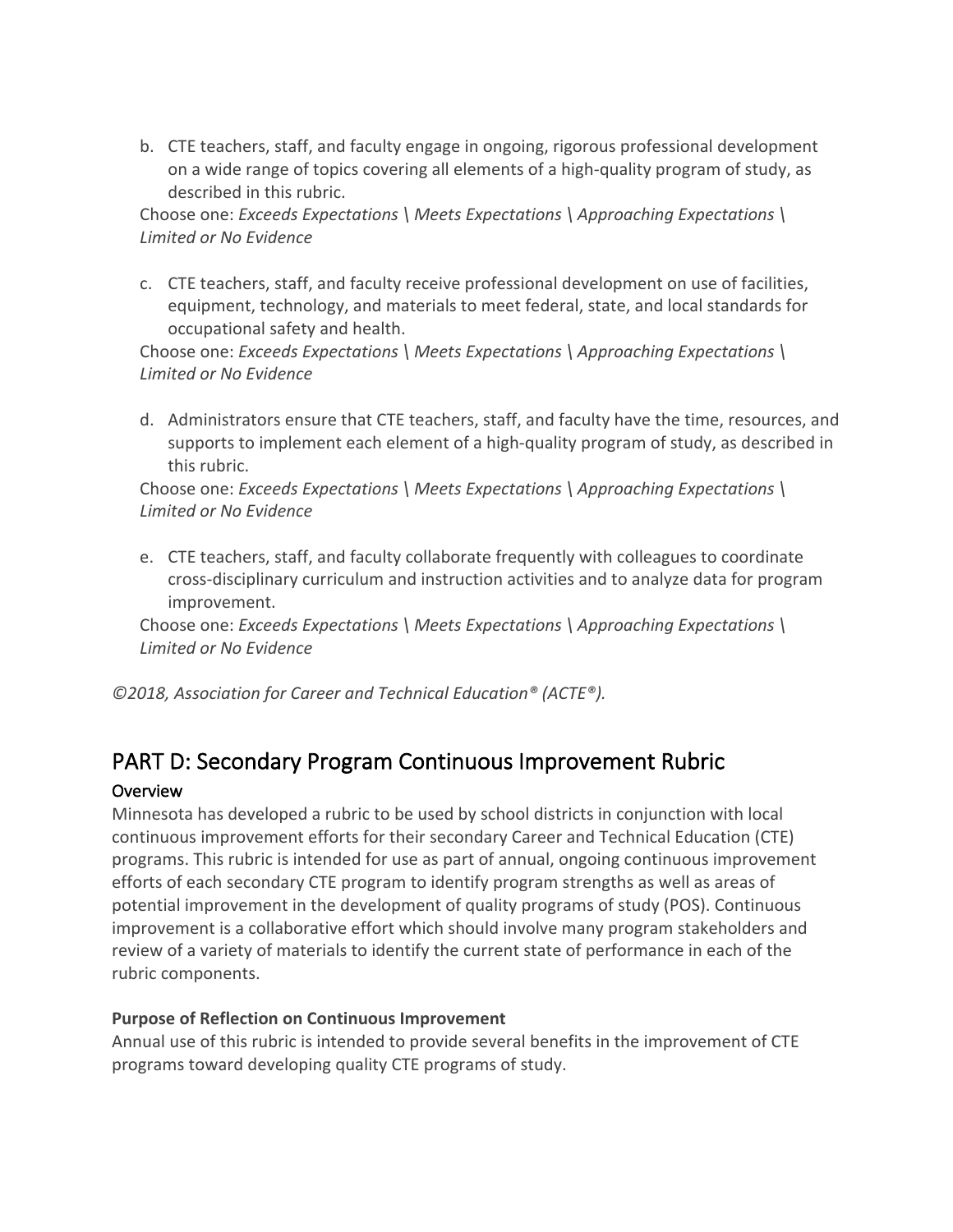b. CTE teachers, staff, and faculty engage in ongoing, rigorous professional development on a wide range of topics covering all elements of a high-quality program of study, as described in this rubric.
   Choose one: *Exceeds Expectations \ Meets Expectations \ Approaching Expectations \ Limited or No Evidence*

c. CTE teachers, staff, and faculty receive professional development on use of facilities, equipment, technology, and materials to meet federal, state, and local standards for occupational safety and health.
   Choose one: *Exceeds Expectations \ Meets Expectations \ Approaching Expectations \ Limited or No Evidence*

d. Administrators ensure that CTE teachers, staff, and faculty have the time, resources, and supports to implement each element of a high-quality program of study, as described in this rubric.
   Choose one: *Exceeds Expectations \ Meets Expectations \ Approaching Expectations \ Limited or No Evidence*

e. CTE teachers, staff, and faculty collaborate frequently with colleagues to coordinate cross-disciplinary curriculum and instruction activities and to analyze data for program improvement.
   Choose one: *Exceeds Expectations \ Meets Expectations \ Approaching Expectations \ Limited or No Evidence*

*©2018, Association for Career and Technical Education® (ACTE®).*

## PART D: Secondary Program Continuous Improvement Rubric

### Overview

Minnesota has developed a rubric to be used by school districts in conjunction with local continuous improvement efforts for their secondary Career and Technical Education (CTE) programs. This rubric is intended for use as part of annual, ongoing continuous improvement efforts of each secondary CTE program to identify program strengths as well as areas of potential improvement in the development of quality programs of study (POS). Continuous improvement is a collaborative effort which should involve many program stakeholders and review of a variety of materials to identify the current state of performance in each of the rubric components.

**Purpose of Reflection on Continuous Improvement**

Annual use of this rubric is intended to provide several benefits in the improvement of CTE programs toward developing quality CTE programs of study.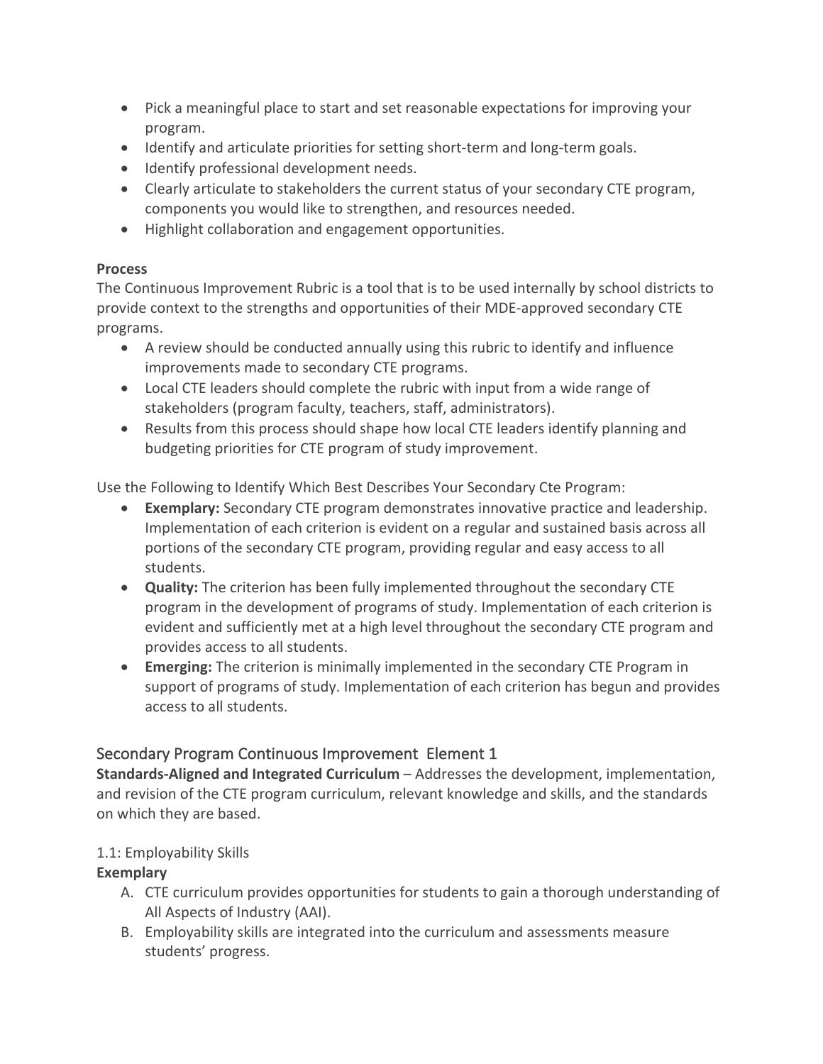- Pick a meaningful place to start and set reasonable expectations for improving your program.
- Identify and articulate priorities for setting short-term and long-term goals.
- Identify professional development needs.
- Clearly articulate to stakeholders the current status of your secondary CTE program, components you would like to strengthen, and resources needed.
- Highlight collaboration and engagement opportunities.

**Process**

The Continuous Improvement Rubric is a tool that is to be used internally by school districts to provide context to the strengths and opportunities of their MDE-approved secondary CTE programs.

- A review should be conducted annually using this rubric to identify and influence improvements made to secondary CTE programs.
- Local CTE leaders should complete the rubric with input from a wide range of stakeholders (program faculty, teachers, staff, administrators).
- Results from this process should shape how local CTE leaders identify planning and budgeting priorities for CTE program of study improvement.

Use the Following to Identify Which Best Describes Your Secondary Cte Program:

- **Exemplary:** Secondary CTE program demonstrates innovative practice and leadership. Implementation of each criterion is evident on a regular and sustained basis across all portions of the secondary CTE program, providing regular and easy access to all students.
- **Quality:** The criterion has been fully implemented throughout the secondary CTE program in the development of programs of study. Implementation of each criterion is evident and sufficiently met at a high level throughout the secondary CTE program and provides access to all students.
- **Emerging:** The criterion is minimally implemented in the secondary CTE Program in support of programs of study. Implementation of each criterion has begun and provides access to all students.

## Secondary Program Continuous Improvement Element 1

**Standards-Aligned and Integrated Curriculum** – Addresses the development, implementation, and revision of the CTE program curriculum, relevant knowledge and skills, and the standards on which they are based.

### 1.1: Employability Skills

**Exemplary**

A. CTE curriculum provides opportunities for students to gain a thorough understanding of All Aspects of Industry (AAI).
B. Employability skills are integrated into the curriculum and assessments measure students' progress.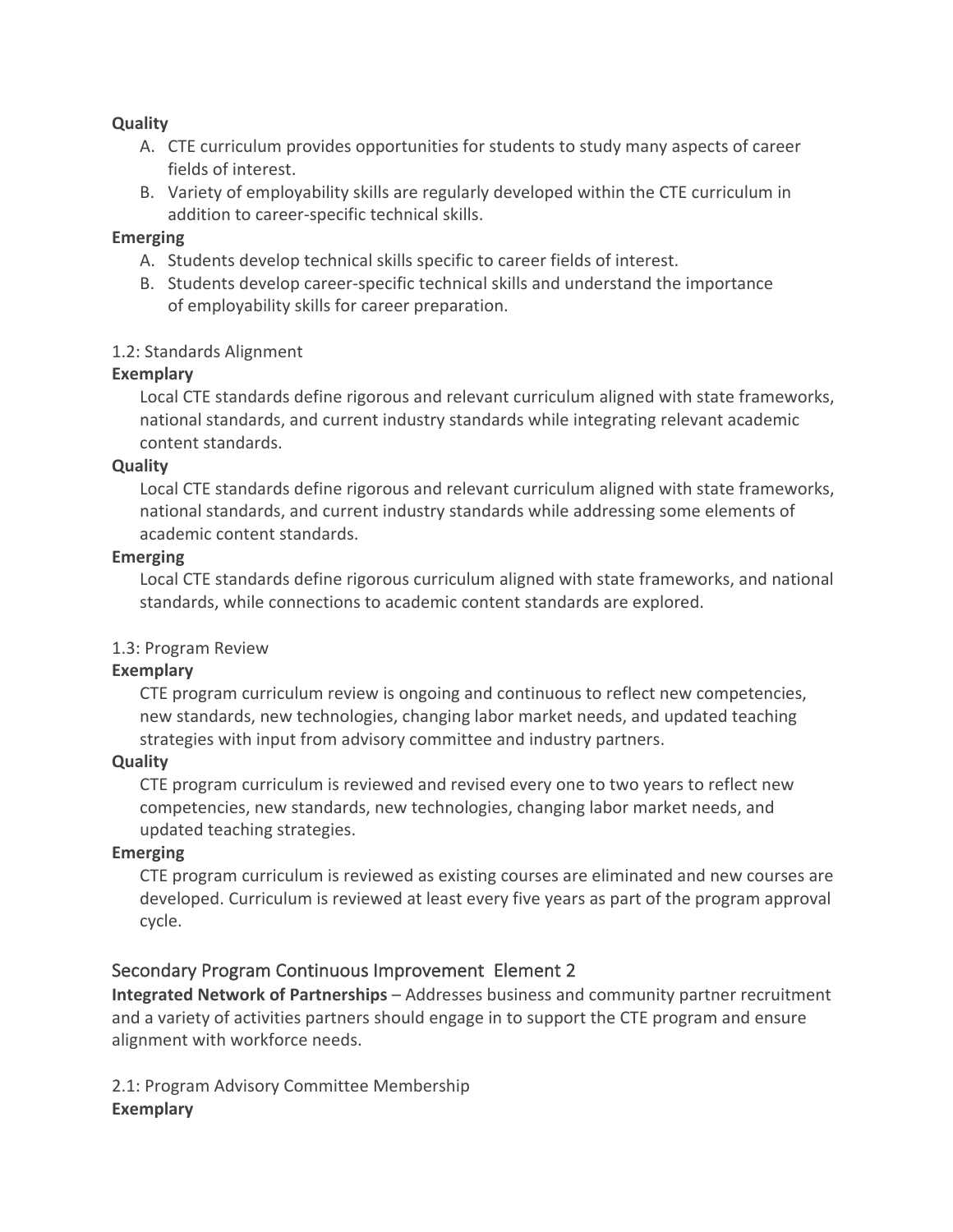**Quality**

A. CTE curriculum provides opportunities for students to study many aspects of career fields of interest.
B. Variety of employability skills are regularly developed within the CTE curriculum in addition to career-specific technical skills.

**Emerging**

A. Students develop technical skills specific to career fields of interest.
B. Students develop career-specific technical skills and understand the importance of employability skills for career preparation.

1.2: Standards Alignment

**Exemplary**

Local CTE standards define rigorous and relevant curriculum aligned with state frameworks, national standards, and current industry standards while integrating relevant academic content standards.

**Quality**

Local CTE standards define rigorous and relevant curriculum aligned with state frameworks, national standards, and current industry standards while addressing some elements of academic content standards.

**Emerging**

Local CTE standards define rigorous curriculum aligned with state frameworks, and national standards, while connections to academic content standards are explored.

1.3: Program Review

**Exemplary**

CTE program curriculum review is ongoing and continuous to reflect new competencies, new standards, new technologies, changing labor market needs, and updated teaching strategies with input from advisory committee and industry partners.

**Quality**

CTE program curriculum is reviewed and revised every one to two years to reflect new competencies, new standards, new technologies, changing labor market needs, and updated teaching strategies.

**Emerging**

CTE program curriculum is reviewed as existing courses are eliminated and new courses are developed. Curriculum is reviewed at least every five years as part of the program approval cycle.

## Secondary Program Continuous Improvement Element 2

**Integrated Network of Partnerships** – Addresses business and community partner recruitment and a variety of activities partners should engage in to support the CTE program and ensure alignment with workforce needs.

2.1: Program Advisory Committee Membership

**Exemplary**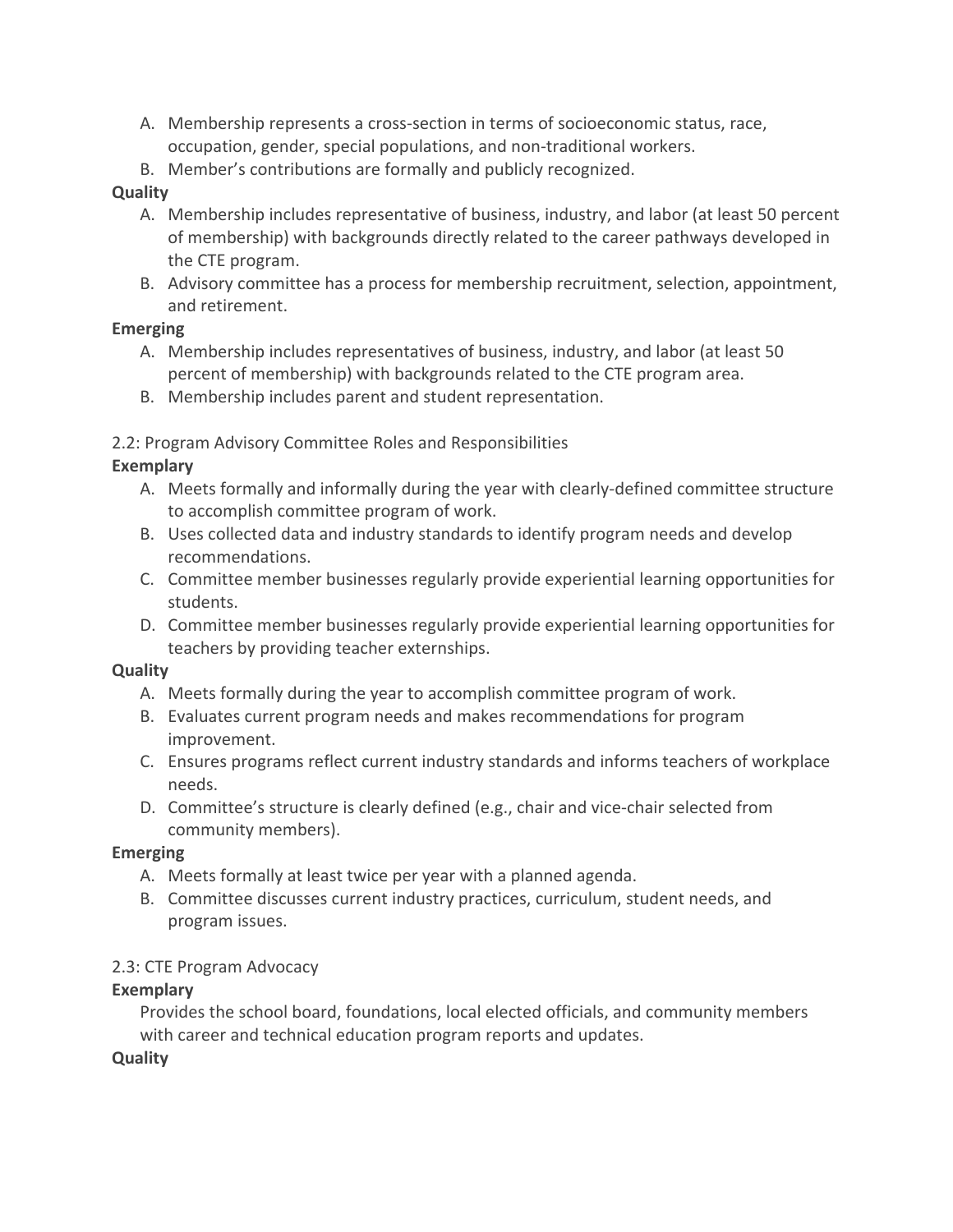A. Membership represents a cross-section in terms of socioeconomic status, race, occupation, gender, special populations, and non-traditional workers.
B. Member's contributions are formally and publicly recognized.

**Quality**

A. Membership includes representative of business, industry, and labor (at least 50 percent of membership) with backgrounds directly related to the career pathways developed in the CTE program.
B. Advisory committee has a process for membership recruitment, selection, appointment, and retirement.

**Emerging**

A. Membership includes representatives of business, industry, and labor (at least 50 percent of membership) with backgrounds related to the CTE program area.
B. Membership includes parent and student representation.

2.2: Program Advisory Committee Roles and Responsibilities

**Exemplary**

A. Meets formally and informally during the year with clearly-defined committee structure to accomplish committee program of work.
B. Uses collected data and industry standards to identify program needs and develop recommendations.
C. Committee member businesses regularly provide experiential learning opportunities for students.
D. Committee member businesses regularly provide experiential learning opportunities for teachers by providing teacher externships.

**Quality**

A. Meets formally during the year to accomplish committee program of work.
B. Evaluates current program needs and makes recommendations for program improvement.
C. Ensures programs reflect current industry standards and informs teachers of workplace needs.
D. Committee's structure is clearly defined (e.g., chair and vice-chair selected from community members).

**Emerging**

A. Meets formally at least twice per year with a planned agenda.
B. Committee discusses current industry practices, curriculum, student needs, and program issues.

2.3: CTE Program Advocacy

**Exemplary**

Provides the school board, foundations, local elected officials, and community members with career and technical education program reports and updates.

**Quality**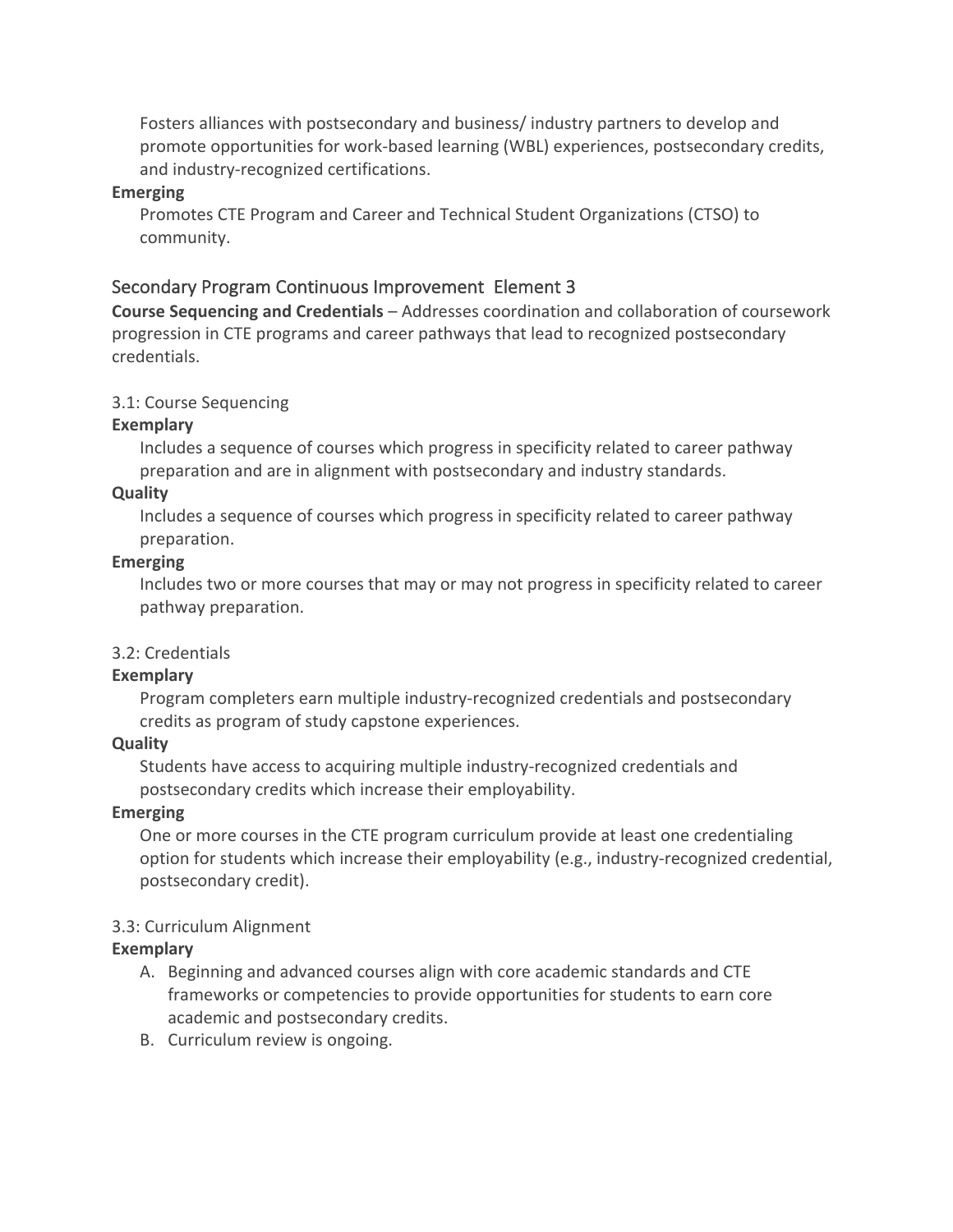Fosters alliances with postsecondary and business/ industry partners to develop and promote opportunities for work-based learning (WBL) experiences, postsecondary credits, and industry-recognized certifications.

**Emerging**

Promotes CTE Program and Career and Technical Student Organizations (CTSO) to community.

## Secondary Program Continuous Improvement Element 3

**Course Sequencing and Credentials** – Addresses coordination and collaboration of coursework progression in CTE programs and career pathways that lead to recognized postsecondary credentials.

### 3.1: Course Sequencing

**Exemplary**

Includes a sequence of courses which progress in specificity related to career pathway preparation and are in alignment with postsecondary and industry standards.

**Quality**

Includes a sequence of courses which progress in specificity related to career pathway preparation.

**Emerging**

Includes two or more courses that may or may not progress in specificity related to career pathway preparation.

### 3.2: Credentials

**Exemplary**

Program completers earn multiple industry-recognized credentials and postsecondary credits as program of study capstone experiences.

**Quality**

Students have access to acquiring multiple industry-recognized credentials and postsecondary credits which increase their employability.

**Emerging**

One or more courses in the CTE program curriculum provide at least one credentialing option for students which increase their employability (e.g., industry-recognized credential, postsecondary credit).

### 3.3: Curriculum Alignment

**Exemplary**

A. Beginning and advanced courses align with core academic standards and CTE frameworks or competencies to provide opportunities for students to earn core academic and postsecondary credits.
B. Curriculum review is ongoing.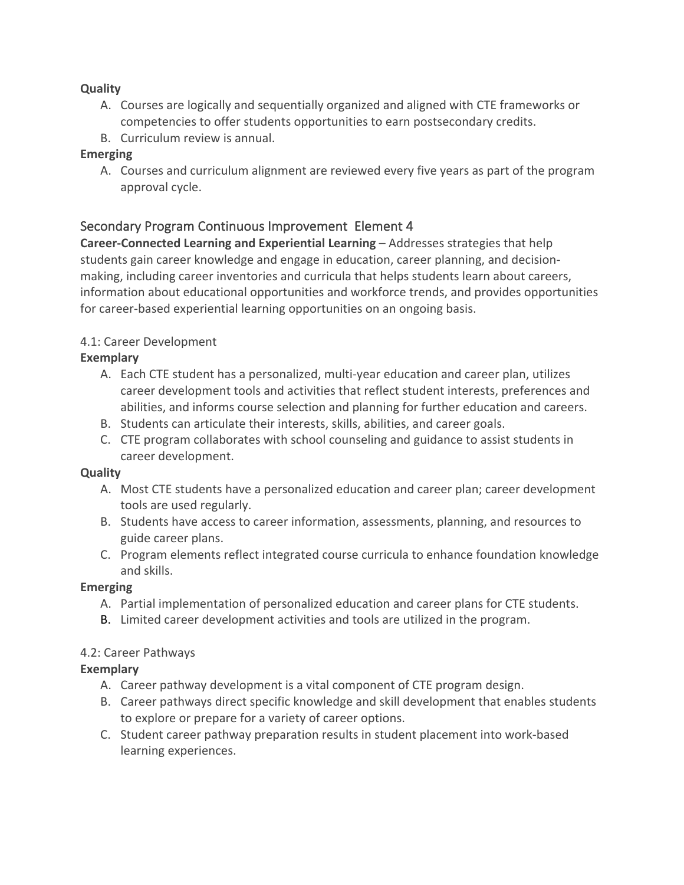**Quality**

A. Courses are logically and sequentially organized and aligned with CTE frameworks or competencies to offer students opportunities to earn postsecondary credits.
B. Curriculum review is annual.

**Emerging**

A. Courses and curriculum alignment are reviewed every five years as part of the program approval cycle.

## Secondary Program Continuous Improvement Element 4

**Career-Connected Learning and Experiential Learning** – Addresses strategies that help students gain career knowledge and engage in education, career planning, and decision-making, including career inventories and curricula that helps students learn about careers, information about educational opportunities and workforce trends, and provides opportunities for career-based experiential learning opportunities on an ongoing basis.

### 4.1: Career Development

**Exemplary**

A. Each CTE student has a personalized, multi-year education and career plan, utilizes career development tools and activities that reflect student interests, preferences and abilities, and informs course selection and planning for further education and careers.
B. Students can articulate their interests, skills, abilities, and career goals.
C. CTE program collaborates with school counseling and guidance to assist students in career development.

**Quality**

A. Most CTE students have a personalized education and career plan; career development tools are used regularly.
B. Students have access to career information, assessments, planning, and resources to guide career plans.
C. Program elements reflect integrated course curricula to enhance foundation knowledge and skills.

**Emerging**

A. Partial implementation of personalized education and career plans for CTE students.
B. Limited career development activities and tools are utilized in the program.

### 4.2: Career Pathways

**Exemplary**

A. Career pathway development is a vital component of CTE program design.
B. Career pathways direct specific knowledge and skill development that enables students to explore or prepare for a variety of career options.
C. Student career pathway preparation results in student placement into work-based learning experiences.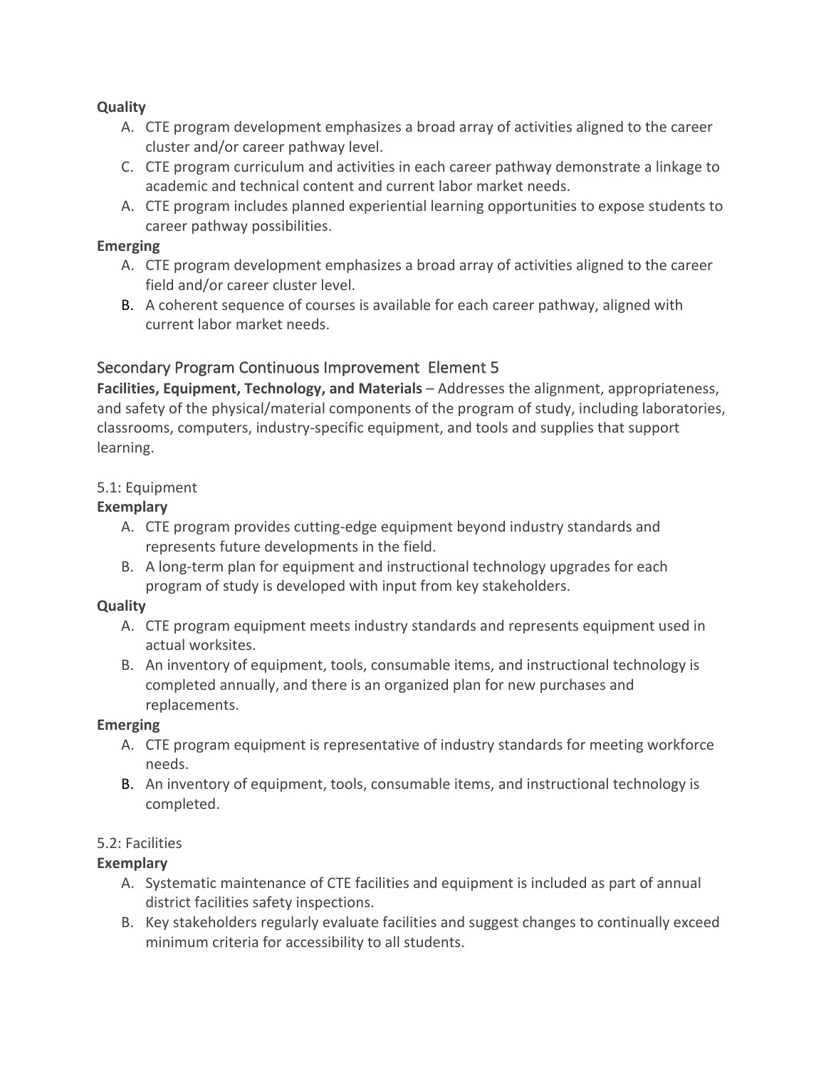**Quality**

A. CTE program development emphasizes a broad array of activities aligned to the career cluster and/or career pathway level.

C. CTE program curriculum and activities in each career pathway demonstrate a linkage to academic and technical content and current labor market needs.

A. CTE program includes planned experiential learning opportunities to expose students to career pathway possibilities.

**Emerging**

A. CTE program development emphasizes a broad array of activities aligned to the career field and/or career cluster level.

B. A coherent sequence of courses is available for each career pathway, aligned with current labor market needs.

## Secondary Program Continuous Improvement Element 5

**Facilities, Equipment, Technology, and Materials** – Addresses the alignment, appropriateness, and safety of the physical/material components of the program of study, including laboratories, classrooms, computers, industry-specific equipment, and tools and supplies that support learning.

### 5.1: Equipment

**Exemplary**

A. CTE program provides cutting-edge equipment beyond industry standards and represents future developments in the field.

B. A long-term plan for equipment and instructional technology upgrades for each program of study is developed with input from key stakeholders.

**Quality**

A. CTE program equipment meets industry standards and represents equipment used in actual worksites.

B. An inventory of equipment, tools, consumable items, and instructional technology is completed annually, and there is an organized plan for new purchases and replacements.

**Emerging**

A. CTE program equipment is representative of industry standards for meeting workforce needs.

B. An inventory of equipment, tools, consumable items, and instructional technology is completed.

### 5.2: Facilities

**Exemplary**

A. Systematic maintenance of CTE facilities and equipment is included as part of annual district facilities safety inspections.

B. Key stakeholders regularly evaluate facilities and suggest changes to continually exceed minimum criteria for accessibility to all students.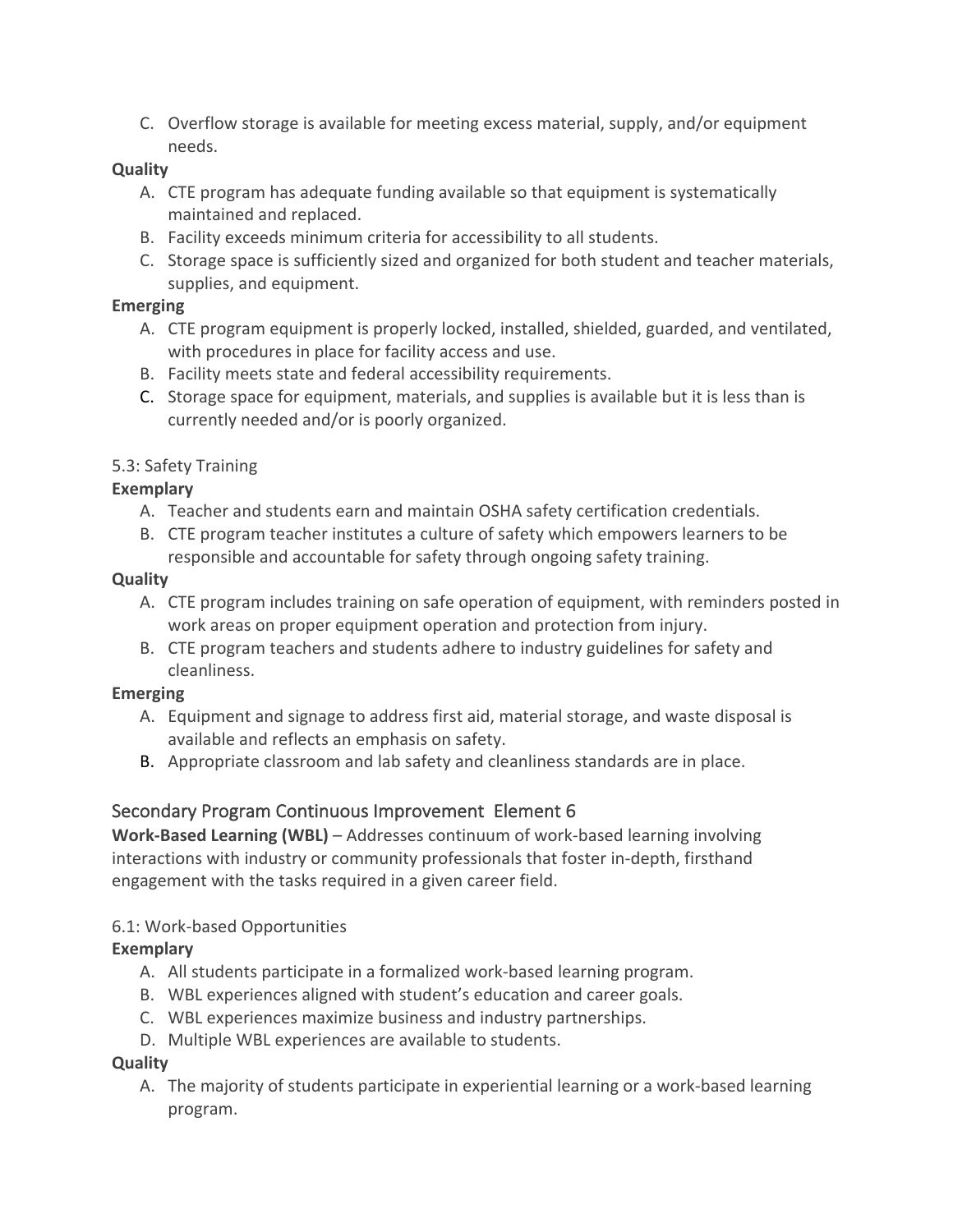C. Overflow storage is available for meeting excess material, supply, and/or equipment needs.

**Quality**

A. CTE program has adequate funding available so that equipment is systematically maintained and replaced.
B. Facility exceeds minimum criteria for accessibility to all students.
C. Storage space is sufficiently sized and organized for both student and teacher materials, supplies, and equipment.

**Emerging**

A. CTE program equipment is properly locked, installed, shielded, guarded, and ventilated, with procedures in place for facility access and use.
B. Facility meets state and federal accessibility requirements.
C. Storage space for equipment, materials, and supplies is available but it is less than is currently needed and/or is poorly organized.

### 5.3: Safety Training

**Exemplary**

A. Teacher and students earn and maintain OSHA safety certification credentials.
B. CTE program teacher institutes a culture of safety which empowers learners to be responsible and accountable for safety through ongoing safety training.

**Quality**

A. CTE program includes training on safe operation of equipment, with reminders posted in work areas on proper equipment operation and protection from injury.
B. CTE program teachers and students adhere to industry guidelines for safety and cleanliness.

**Emerging**

A. Equipment and signage to address first aid, material storage, and waste disposal is available and reflects an emphasis on safety.
B. Appropriate classroom and lab safety and cleanliness standards are in place.

## Secondary Program Continuous Improvement Element 6

**Work-Based Learning (WBL)** – Addresses continuum of work-based learning involving interactions with industry or community professionals that foster in-depth, firsthand engagement with the tasks required in a given career field.

### 6.1: Work-based Opportunities

**Exemplary**

A. All students participate in a formalized work-based learning program.
B. WBL experiences aligned with student's education and career goals.
C. WBL experiences maximize business and industry partnerships.
D. Multiple WBL experiences are available to students.

**Quality**

A. The majority of students participate in experiential learning or a work-based learning program.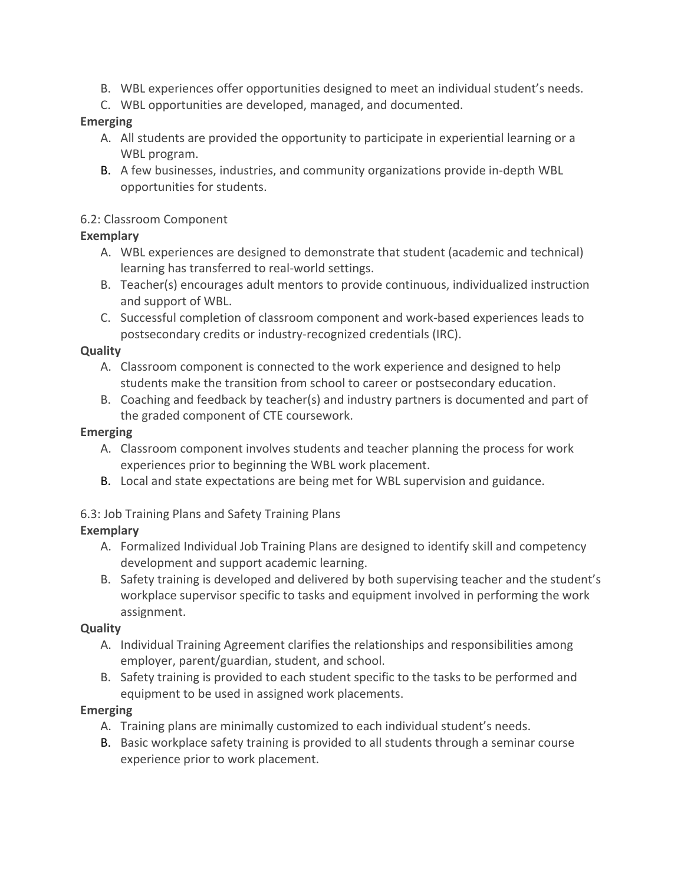B. WBL experiences offer opportunities designed to meet an individual student's needs.
C. WBL opportunities are developed, managed, and documented.

**Emerging**

A. All students are provided the opportunity to participate in experiential learning or a WBL program.
B. A few businesses, industries, and community organizations provide in-depth WBL opportunities for students.

6.2: Classroom Component

**Exemplary**

A. WBL experiences are designed to demonstrate that student (academic and technical) learning has transferred to real-world settings.
B. Teacher(s) encourages adult mentors to provide continuous, individualized instruction and support of WBL.
C. Successful completion of classroom component and work-based experiences leads to postsecondary credits or industry-recognized credentials (IRC).

**Quality**

A. Classroom component is connected to the work experience and designed to help students make the transition from school to career or postsecondary education.
B. Coaching and feedback by teacher(s) and industry partners is documented and part of the graded component of CTE coursework.

**Emerging**

A. Classroom component involves students and teacher planning the process for work experiences prior to beginning the WBL work placement.
B. Local and state expectations are being met for WBL supervision and guidance.

6.3: Job Training Plans and Safety Training Plans

**Exemplary**

A. Formalized Individual Job Training Plans are designed to identify skill and competency development and support academic learning.
B. Safety training is developed and delivered by both supervising teacher and the student's workplace supervisor specific to tasks and equipment involved in performing the work assignment.

**Quality**

A. Individual Training Agreement clarifies the relationships and responsibilities among employer, parent/guardian, student, and school.
B. Safety training is provided to each student specific to the tasks to be performed and equipment to be used in assigned work placements.

**Emerging**

A. Training plans are minimally customized to each individual student's needs.
B. Basic workplace safety training is provided to all students through a seminar course experience prior to work placement.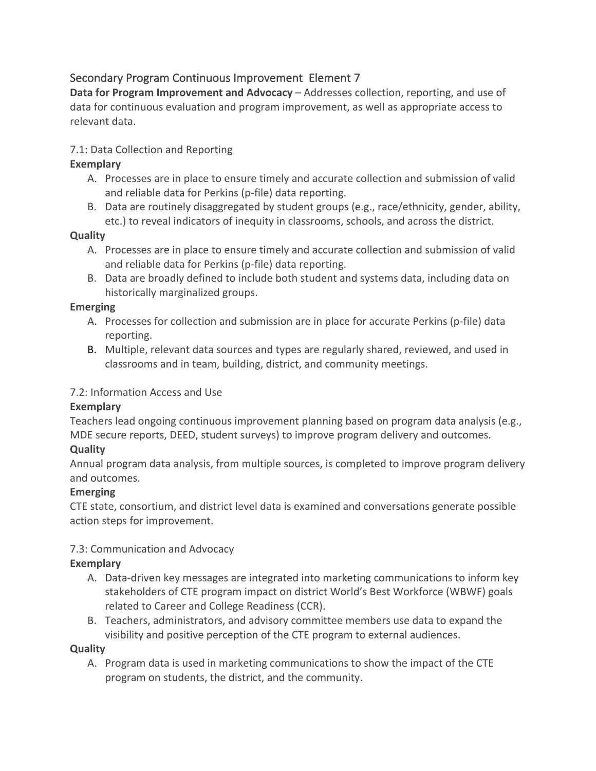## Secondary Program Continuous Improvement Element 7

**Data for Program Improvement and Advocacy** – Addresses collection, reporting, and use of data for continuous evaluation and program improvement, as well as appropriate access to relevant data.

### 7.1: Data Collection and Reporting

**Exemplary**

A. Processes are in place to ensure timely and accurate collection and submission of valid and reliable data for Perkins (p-file) data reporting.
B. Data are routinely disaggregated by student groups (e.g., race/ethnicity, gender, ability, etc.) to reveal indicators of inequity in classrooms, schools, and across the district.

**Quality**

A. Processes are in place to ensure timely and accurate collection and submission of valid and reliable data for Perkins (p-file) data reporting.
B. Data are broadly defined to include both student and systems data, including data on historically marginalized groups.

**Emerging**

A. Processes for collection and submission are in place for accurate Perkins (p-file) data reporting.
B. Multiple, relevant data sources and types are regularly shared, reviewed, and used in classrooms and in team, building, district, and community meetings.

### 7.2: Information Access and Use

**Exemplary**

Teachers lead ongoing continuous improvement planning based on program data analysis (e.g., MDE secure reports, DEED, student surveys) to improve program delivery and outcomes.

**Quality**

Annual program data analysis, from multiple sources, is completed to improve program delivery and outcomes.

**Emerging**

CTE state, consortium, and district level data is examined and conversations generate possible action steps for improvement.

### 7.3: Communication and Advocacy

**Exemplary**

A. Data-driven key messages are integrated into marketing communications to inform key stakeholders of CTE program impact on district World's Best Workforce (WBWF) goals related to Career and College Readiness (CCR).
B. Teachers, administrators, and advisory committee members use data to expand the visibility and positive perception of the CTE program to external audiences.

**Quality**

A. Program data is used in marketing communications to show the impact of the CTE program on students, the district, and the community.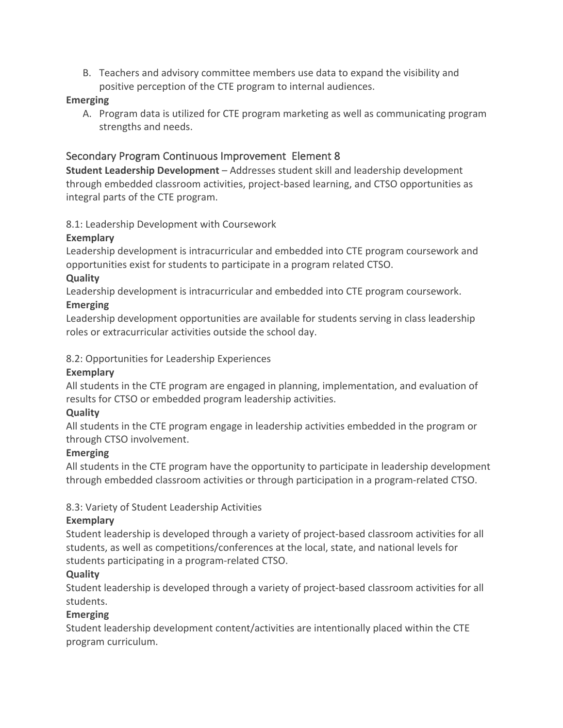B. Teachers and advisory committee members use data to expand the visibility and positive perception of the CTE program to internal audiences.

**Emerging**

A. Program data is utilized for CTE program marketing as well as communicating program strengths and needs.

## Secondary Program Continuous Improvement Element 8

**Student Leadership Development** – Addresses student skill and leadership development through embedded classroom activities, project-based learning, and CTSO opportunities as integral parts of the CTE program.

### 8.1: Leadership Development with Coursework

**Exemplary**

Leadership development is intracurricular and embedded into CTE program coursework and opportunities exist for students to participate in a program related CTSO.

**Quality**

Leadership development is intracurricular and embedded into CTE program coursework.

**Emerging**

Leadership development opportunities are available for students serving in class leadership roles or extracurricular activities outside the school day.

### 8.2: Opportunities for Leadership Experiences

**Exemplary**

All students in the CTE program are engaged in planning, implementation, and evaluation of results for CTSO or embedded program leadership activities.

**Quality**

All students in the CTE program engage in leadership activities embedded in the program or through CTSO involvement.

**Emerging**

All students in the CTE program have the opportunity to participate in leadership development through embedded classroom activities or through participation in a program-related CTSO.

### 8.3: Variety of Student Leadership Activities

**Exemplary**

Student leadership is developed through a variety of project-based classroom activities for all students, as well as competitions/conferences at the local, state, and national levels for students participating in a program-related CTSO.

**Quality**

Student leadership is developed through a variety of project-based classroom activities for all students.

**Emerging**

Student leadership development content/activities are intentionally placed within the CTE program curriculum.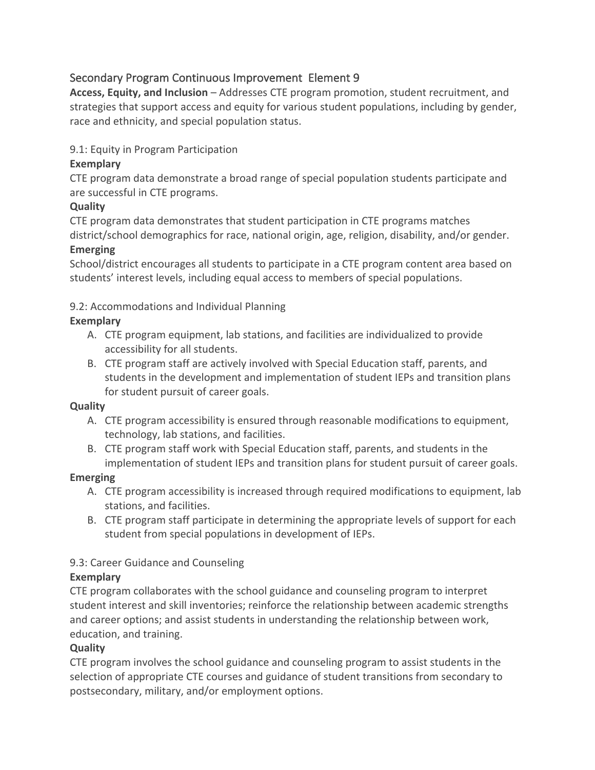## Secondary Program Continuous Improvement Element 9

**Access, Equity, and Inclusion** – Addresses CTE program promotion, student recruitment, and strategies that support access and equity for various student populations, including by gender, race and ethnicity, and special population status.

### 9.1: Equity in Program Participation

**Exemplary**

CTE program data demonstrate a broad range of special population students participate and are successful in CTE programs.

**Quality**

CTE program data demonstrates that student participation in CTE programs matches district/school demographics for race, national origin, age, religion, disability, and/or gender.

**Emerging**

School/district encourages all students to participate in a CTE program content area based on students' interest levels, including equal access to members of special populations.

### 9.2: Accommodations and Individual Planning

**Exemplary**

A. CTE program equipment, lab stations, and facilities are individualized to provide accessibility for all students.
B. CTE program staff are actively involved with Special Education staff, parents, and students in the development and implementation of student IEPs and transition plans for student pursuit of career goals.

**Quality**

A. CTE program accessibility is ensured through reasonable modifications to equipment, technology, lab stations, and facilities.
B. CTE program staff work with Special Education staff, parents, and students in the implementation of student IEPs and transition plans for student pursuit of career goals.

**Emerging**

A. CTE program accessibility is increased through required modifications to equipment, lab stations, and facilities.
B. CTE program staff participate in determining the appropriate levels of support for each student from special populations in development of IEPs.

### 9.3: Career Guidance and Counseling

**Exemplary**

CTE program collaborates with the school guidance and counseling program to interpret student interest and skill inventories; reinforce the relationship between academic strengths and career options; and assist students in understanding the relationship between work, education, and training.

**Quality**

CTE program involves the school guidance and counseling program to assist students in the selection of appropriate CTE courses and guidance of student transitions from secondary to postsecondary, military, and/or employment options.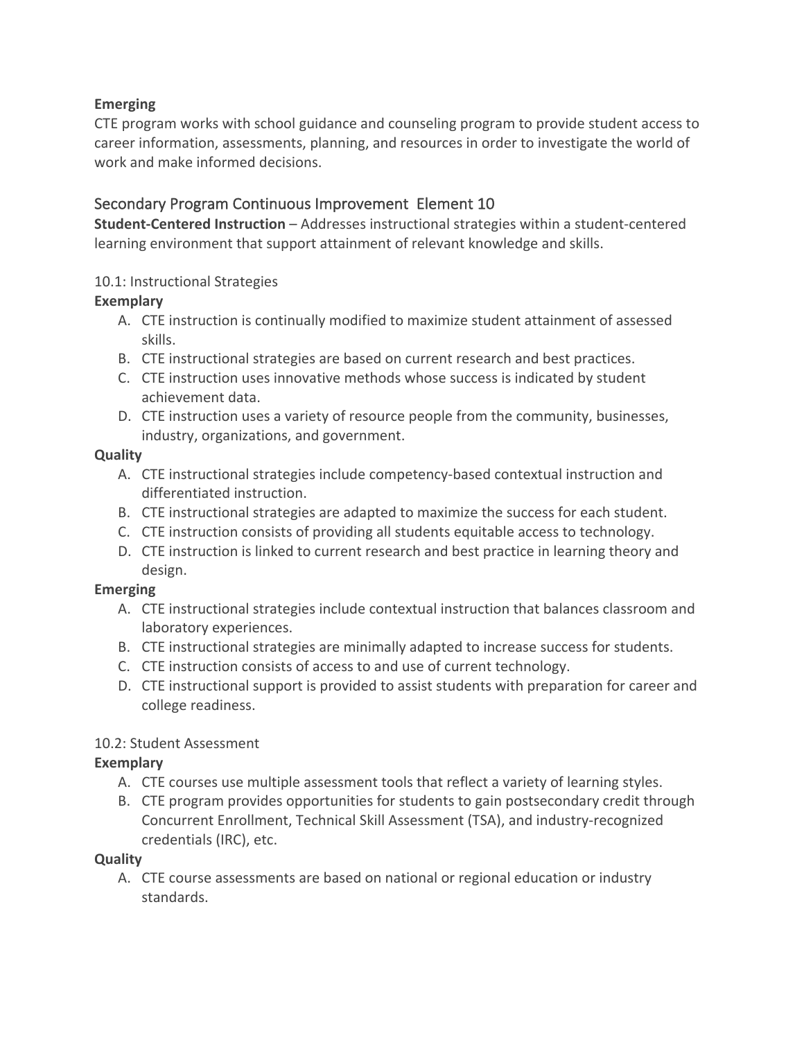**Emerging**

CTE program works with school guidance and counseling program to provide student access to career information, assessments, planning, and resources in order to investigate the world of work and make informed decisions.

## Secondary Program Continuous Improvement Element 10

**Student-Centered Instruction** – Addresses instructional strategies within a student-centered learning environment that support attainment of relevant knowledge and skills.

### 10.1: Instructional Strategies

**Exemplary**

A. CTE instruction is continually modified to maximize student attainment of assessed skills.
B. CTE instructional strategies are based on current research and best practices.
C. CTE instruction uses innovative methods whose success is indicated by student achievement data.
D. CTE instruction uses a variety of resource people from the community, businesses, industry, organizations, and government.

**Quality**

A. CTE instructional strategies include competency-based contextual instruction and differentiated instruction.
B. CTE instructional strategies are adapted to maximize the success for each student.
C. CTE instruction consists of providing all students equitable access to technology.
D. CTE instruction is linked to current research and best practice in learning theory and design.

**Emerging**

A. CTE instructional strategies include contextual instruction that balances classroom and laboratory experiences.
B. CTE instructional strategies are minimally adapted to increase success for students.
C. CTE instruction consists of access to and use of current technology.
D. CTE instructional support is provided to assist students with preparation for career and college readiness.

### 10.2: Student Assessment

**Exemplary**

A. CTE courses use multiple assessment tools that reflect a variety of learning styles.
B. CTE program provides opportunities for students to gain postsecondary credit through Concurrent Enrollment, Technical Skill Assessment (TSA), and industry-recognized credentials (IRC), etc.

**Quality**

A. CTE course assessments are based on national or regional education or industry standards.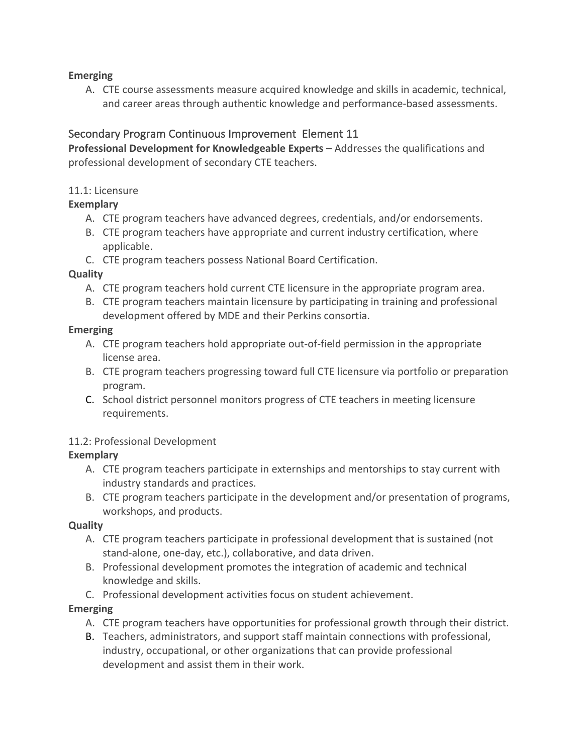**Emerging**

A. CTE course assessments measure acquired knowledge and skills in academic, technical, and career areas through authentic knowledge and performance-based assessments.

## Secondary Program Continuous Improvement Element 11

**Professional Development for Knowledgeable Experts** – Addresses the qualifications and professional development of secondary CTE teachers.

### 11.1: Licensure

**Exemplary**

A. CTE program teachers have advanced degrees, credentials, and/or endorsements.
B. CTE program teachers have appropriate and current industry certification, where applicable.
C. CTE program teachers possess National Board Certification.

**Quality**

A. CTE program teachers hold current CTE licensure in the appropriate program area.
B. CTE program teachers maintain licensure by participating in training and professional development offered by MDE and their Perkins consortia.

**Emerging**

A. CTE program teachers hold appropriate out-of-field permission in the appropriate license area.
B. CTE program teachers progressing toward full CTE licensure via portfolio or preparation program.
C. School district personnel monitors progress of CTE teachers in meeting licensure requirements.

### 11.2: Professional Development

**Exemplary**

A. CTE program teachers participate in externships and mentorships to stay current with industry standards and practices.
B. CTE program teachers participate in the development and/or presentation of programs, workshops, and products.

**Quality**

A. CTE program teachers participate in professional development that is sustained (not stand-alone, one-day, etc.), collaborative, and data driven.
B. Professional development promotes the integration of academic and technical knowledge and skills.
C. Professional development activities focus on student achievement.

**Emerging**

A. CTE program teachers have opportunities for professional growth through their district.
B. Teachers, administrators, and support staff maintain connections with professional, industry, occupational, or other organizations that can provide professional development and assist them in their work.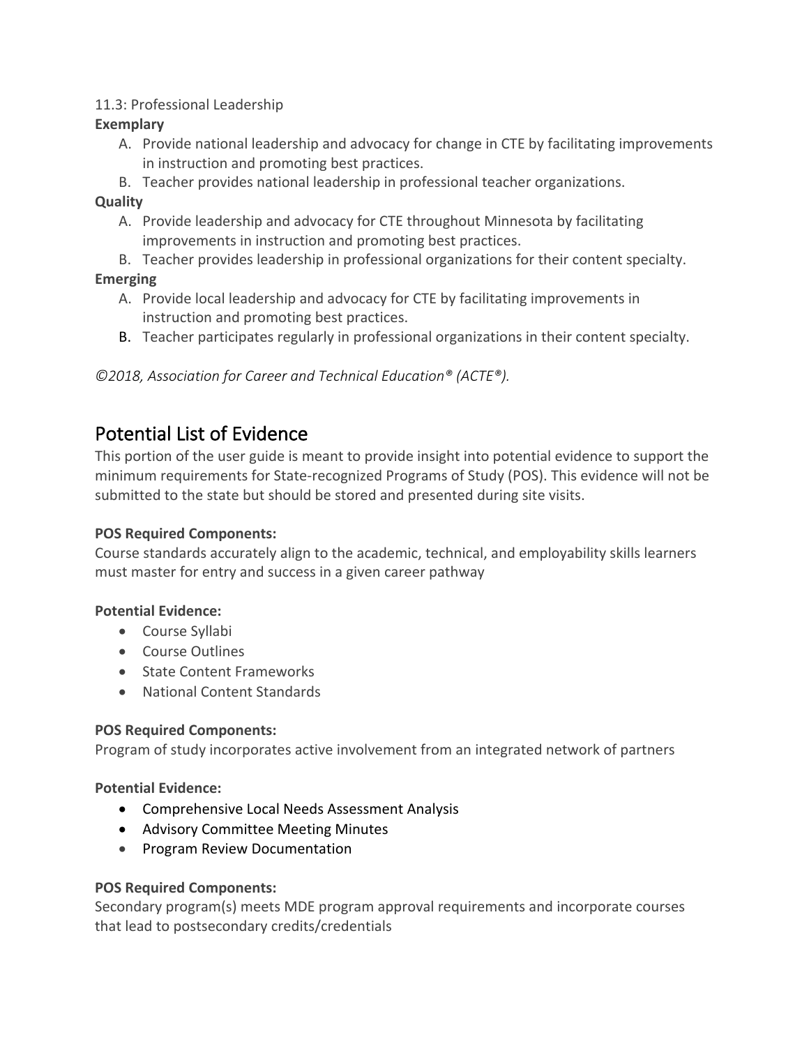11.3: Professional Leadership

**Exemplary**

A. Provide national leadership and advocacy for change in CTE by facilitating improvements in instruction and promoting best practices.
B. Teacher provides national leadership in professional teacher organizations.

**Quality**

A. Provide leadership and advocacy for CTE throughout Minnesota by facilitating improvements in instruction and promoting best practices.
B. Teacher provides leadership in professional organizations for their content specialty.

**Emerging**

A. Provide local leadership and advocacy for CTE by facilitating improvements in instruction and promoting best practices.
B. Teacher participates regularly in professional organizations in their content specialty.

*©2018, Association for Career and Technical Education® (ACTE®).*

## Potential List of Evidence

This portion of the user guide is meant to provide insight into potential evidence to support the minimum requirements for State-recognized Programs of Study (POS). This evidence will not be submitted to the state but should be stored and presented during site visits.

**POS Required Components:**

Course standards accurately align to the academic, technical, and employability skills learners must master for entry and success in a given career pathway

**Potential Evidence:**

- Course Syllabi
- Course Outlines
- State Content Frameworks
- National Content Standards

**POS Required Components:**

Program of study incorporates active involvement from an integrated network of partners

**Potential Evidence:**

- Comprehensive Local Needs Assessment Analysis
- Advisory Committee Meeting Minutes
- Program Review Documentation

**POS Required Components:**

Secondary program(s) meets MDE program approval requirements and incorporate courses that lead to postsecondary credits/credentials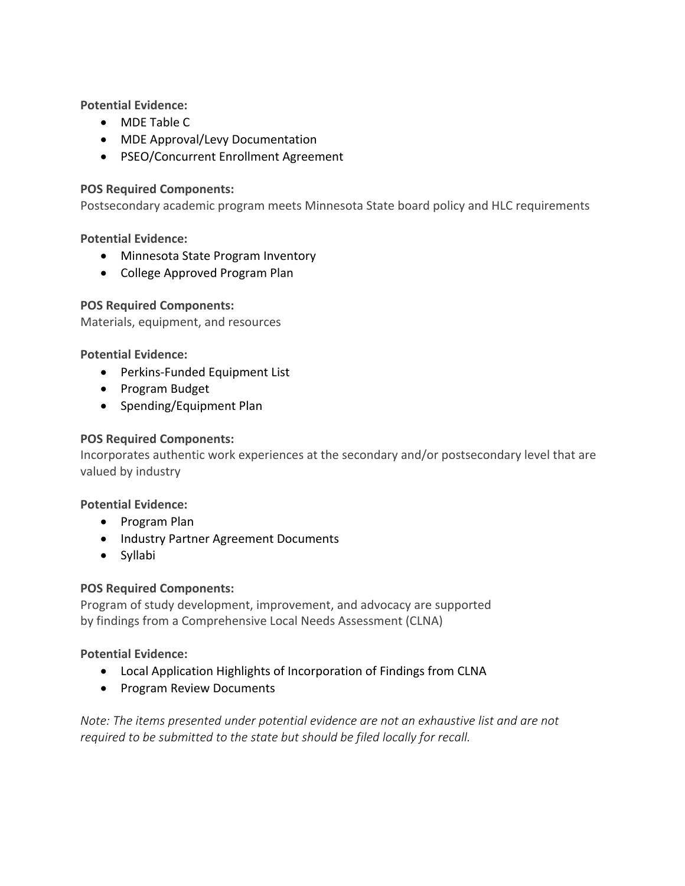**Potential Evidence:**

- MDE Table C
- MDE Approval/Levy Documentation
- PSEO/Concurrent Enrollment Agreement

**POS Required Components:**

Postsecondary academic program meets Minnesota State board policy and HLC requirements

**Potential Evidence:**

- Minnesota State Program Inventory
- College Approved Program Plan

**POS Required Components:**

Materials, equipment, and resources

**Potential Evidence:**

- Perkins-Funded Equipment List
- Program Budget
- Spending/Equipment Plan

**POS Required Components:**

Incorporates authentic work experiences at the secondary and/or postsecondary level that are valued by industry

**Potential Evidence:**

- Program Plan
- Industry Partner Agreement Documents
- Syllabi

**POS Required Components:**

Program of study development, improvement, and advocacy are supported by findings from a Comprehensive Local Needs Assessment (CLNA)

**Potential Evidence:**

- Local Application Highlights of Incorporation of Findings from CLNA
- Program Review Documents

*Note: The items presented under potential evidence are not an exhaustive list and are not required to be submitted to the state but should be filed locally for recall.*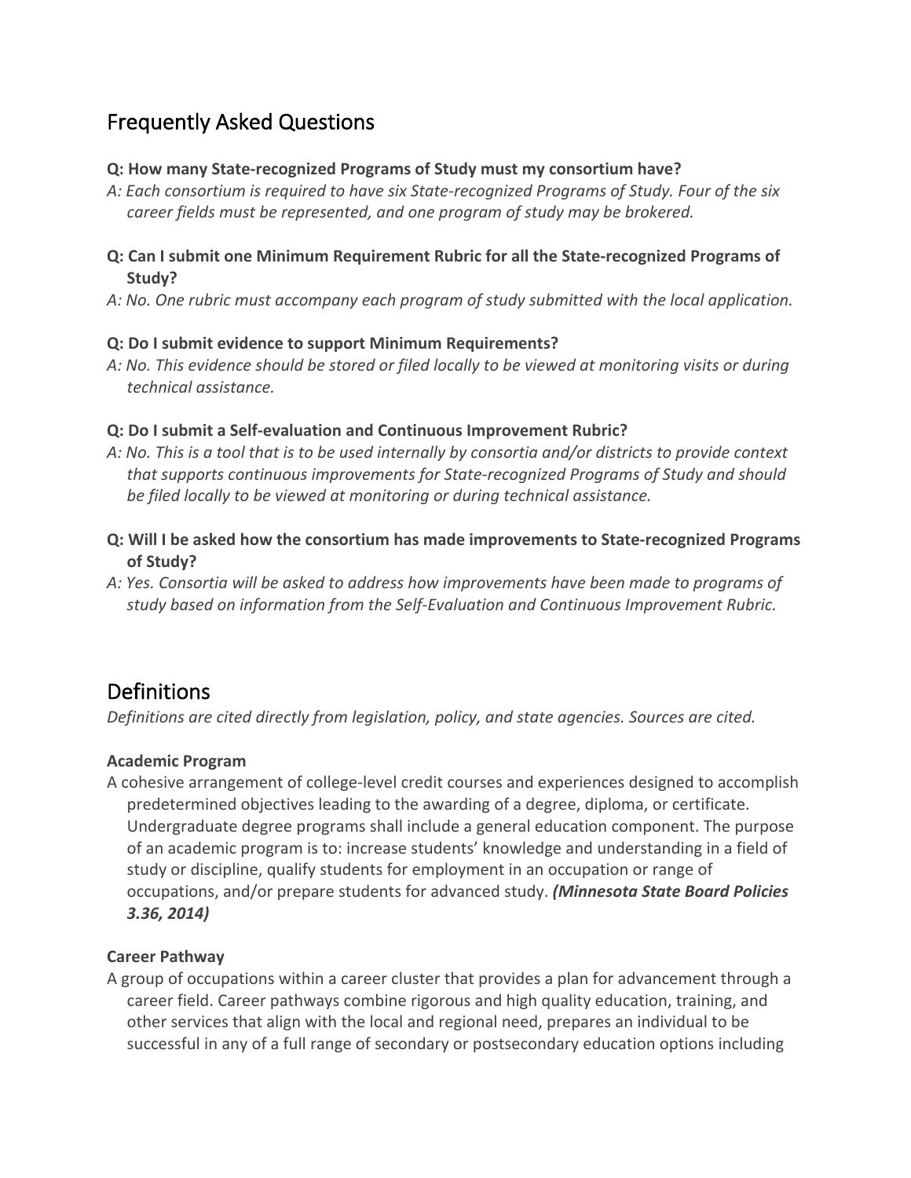## Frequently Asked Questions

**Q: How many State-recognized Programs of Study must my consortium have?**

*A: Each consortium is required to have six State-recognized Programs of Study. Four of the six career fields must be represented, and one program of study may be brokered.*

**Q: Can I submit one Minimum Requirement Rubric for all the State-recognized Programs of Study?**

*A: No. One rubric must accompany each program of study submitted with the local application.*

**Q: Do I submit evidence to support Minimum Requirements?**

*A: No. This evidence should be stored or filed locally to be viewed at monitoring visits or during technical assistance.*

**Q: Do I submit a Self-evaluation and Continuous Improvement Rubric?**

*A: No. This is a tool that is to be used internally by consortia and/or districts to provide context that supports continuous improvements for State-recognized Programs of Study and should be filed locally to be viewed at monitoring or during technical assistance.*

**Q: Will I be asked how the consortium has made improvements to State-recognized Programs of Study?**

*A: Yes. Consortia will be asked to address how improvements have been made to programs of study based on information from the Self-Evaluation and Continuous Improvement Rubric.*

## Definitions

*Definitions are cited directly from legislation, policy, and state agencies. Sources are cited.*

**Academic Program**

A cohesive arrangement of college-level credit courses and experiences designed to accomplish predetermined objectives leading to the awarding of a degree, diploma, or certificate. Undergraduate degree programs shall include a general education component. The purpose of an academic program is to: increase students' knowledge and understanding in a field of study or discipline, qualify students for employment in an occupation or range of occupations, and/or prepare students for advanced study. ***(Minnesota State Board Policies 3.36, 2014)***

**Career Pathway**

A group of occupations within a career cluster that provides a plan for advancement through a career field. Career pathways combine rigorous and high quality education, training, and other services that align with the local and regional need, prepares an individual to be successful in any of a full range of secondary or postsecondary education options including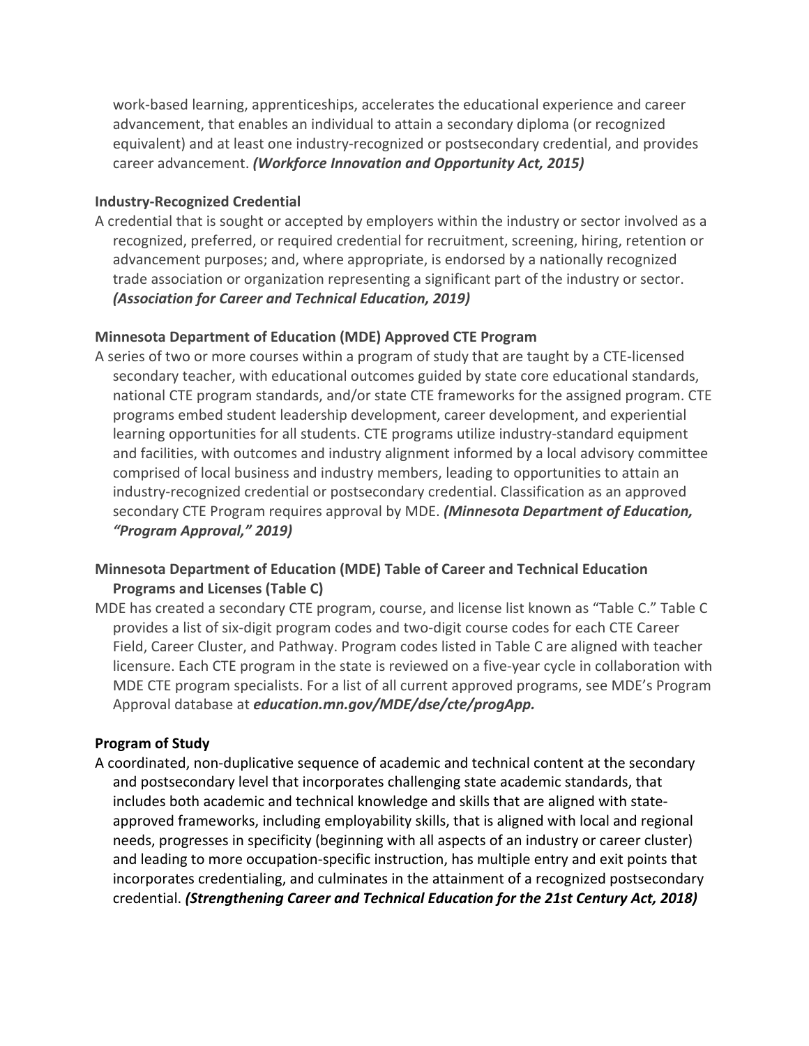work-based learning, apprenticeships, accelerates the educational experience and career advancement, that enables an individual to attain a secondary diploma (or recognized equivalent) and at least one industry-recognized or postsecondary credential, and provides career advancement. ***(Workforce Innovation and Opportunity Act, 2015)***

**Industry-Recognized Credential**

A credential that is sought or accepted by employers within the industry or sector involved as a recognized, preferred, or required credential for recruitment, screening, hiring, retention or advancement purposes; and, where appropriate, is endorsed by a nationally recognized trade association or organization representing a significant part of the industry or sector. ***(Association for Career and Technical Education, 2019)***

**Minnesota Department of Education (MDE) Approved CTE Program**

A series of two or more courses within a program of study that are taught by a CTE-licensed secondary teacher, with educational outcomes guided by state core educational standards, national CTE program standards, and/or state CTE frameworks for the assigned program. CTE programs embed student leadership development, career development, and experiential learning opportunities for all students. CTE programs utilize industry-standard equipment and facilities, with outcomes and industry alignment informed by a local advisory committee comprised of local business and industry members, leading to opportunities to attain an industry-recognized credential or postsecondary credential. Classification as an approved secondary CTE Program requires approval by MDE. ***(Minnesota Department of Education, "Program Approval," 2019)***

**Minnesota Department of Education (MDE) Table of Career and Technical Education Programs and Licenses (Table C)**

MDE has created a secondary CTE program, course, and license list known as "Table C." Table C provides a list of six-digit program codes and two-digit course codes for each CTE Career Field, Career Cluster, and Pathway. Program codes listed in Table C are aligned with teacher licensure. Each CTE program in the state is reviewed on a five-year cycle in collaboration with MDE CTE program specialists. For a list of all current approved programs, see MDE's Program Approval database at ***education.mn.gov/MDE/dse/cte/progApp.***

**Program of Study**

A coordinated, non-duplicative sequence of academic and technical content at the secondary and postsecondary level that incorporates challenging state academic standards, that includes both academic and technical knowledge and skills that are aligned with state-approved frameworks, including employability skills, that is aligned with local and regional needs, progresses in specificity (beginning with all aspects of an industry or career cluster) and leading to more occupation-specific instruction, has multiple entry and exit points that incorporates credentialing, and culminates in the attainment of a recognized postsecondary credential. ***(Strengthening Career and Technical Education for the 21st Century Act, 2018)***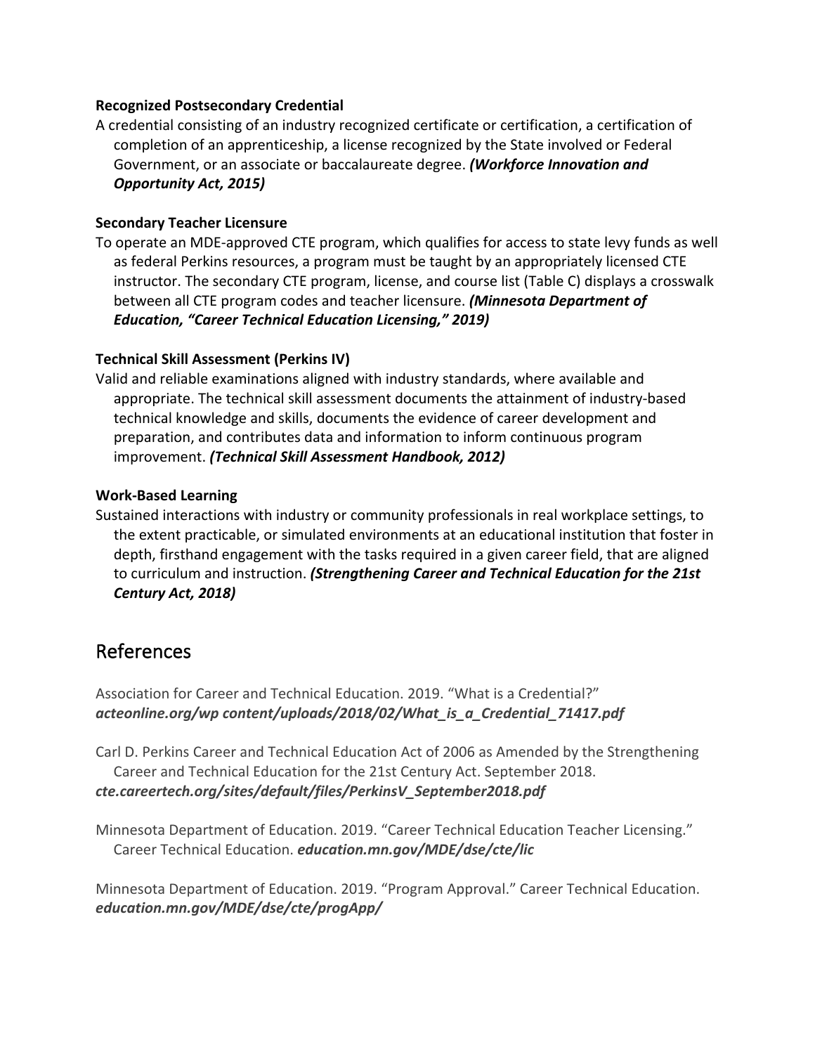**Recognized Postsecondary Credential**

A credential consisting of an industry recognized certificate or certification, a certification of completion of an apprenticeship, a license recognized by the State involved or Federal Government, or an associate or baccalaureate degree. ***(Workforce Innovation and Opportunity Act, 2015)***

**Secondary Teacher Licensure**

To operate an MDE-approved CTE program, which qualifies for access to state levy funds as well as federal Perkins resources, a program must be taught by an appropriately licensed CTE instructor. The secondary CTE program, license, and course list (Table C) displays a crosswalk between all CTE program codes and teacher licensure. ***(Minnesota Department of Education, "Career Technical Education Licensing," 2019)***

**Technical Skill Assessment (Perkins IV)**

Valid and reliable examinations aligned with industry standards, where available and appropriate. The technical skill assessment documents the attainment of industry-based technical knowledge and skills, documents the evidence of career development and preparation, and contributes data and information to inform continuous program improvement. ***(Technical Skill Assessment Handbook, 2012)***

**Work-Based Learning**

Sustained interactions with industry or community professionals in real workplace settings, to the extent practicable, or simulated environments at an educational institution that foster in depth, firsthand engagement with the tasks required in a given career field, that are aligned to curriculum and instruction. ***(Strengthening Career and Technical Education for the 21st Century Act, 2018)***

## References

Association for Career and Technical Education. 2019. "What is a Credential?" ***acteonline.org/wp content/uploads/2018/02/What_is_a_Credential_71417.pdf***

Carl D. Perkins Career and Technical Education Act of 2006 as Amended by the Strengthening Career and Technical Education for the 21st Century Act. September 2018. ***cte.careertech.org/sites/default/files/PerkinsV_September2018.pdf***

Minnesota Department of Education. 2019. "Career Technical Education Teacher Licensing." Career Technical Education. ***education.mn.gov/MDE/dse/cte/lic***

Minnesota Department of Education. 2019. "Program Approval." Career Technical Education. ***education.mn.gov/MDE/dse/cte/progApp/***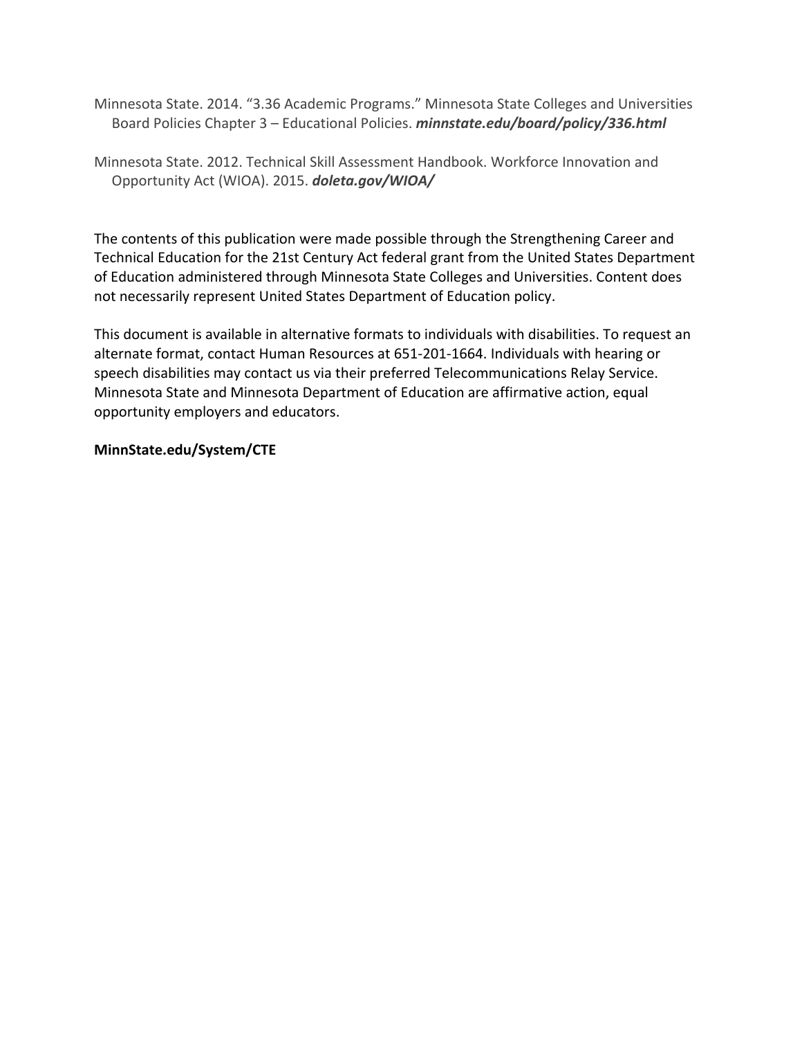Minnesota State. 2014. “3.36 Academic Programs.” Minnesota State Colleges and Universities Board Policies Chapter 3 – Educational Policies. ***minnstate.edu/board/policy/336.html***

Minnesota State. 2012. Technical Skill Assessment Handbook. Workforce Innovation and Opportunity Act (WIOA). 2015. ***doleta.gov/WIOA/***

The contents of this publication were made possible through the Strengthening Career and Technical Education for the 21st Century Act federal grant from the United States Department of Education administered through Minnesota State Colleges and Universities. Content does not necessarily represent United States Department of Education policy.

This document is available in alternative formats to individuals with disabilities. To request an alternate format, contact Human Resources at 651-201-1664. Individuals with hearing or speech disabilities may contact us via their preferred Telecommunications Relay Service. Minnesota State and Minnesota Department of Education are affirmative action, equal opportunity employers and educators.

**MinnState.edu/System/CTE**